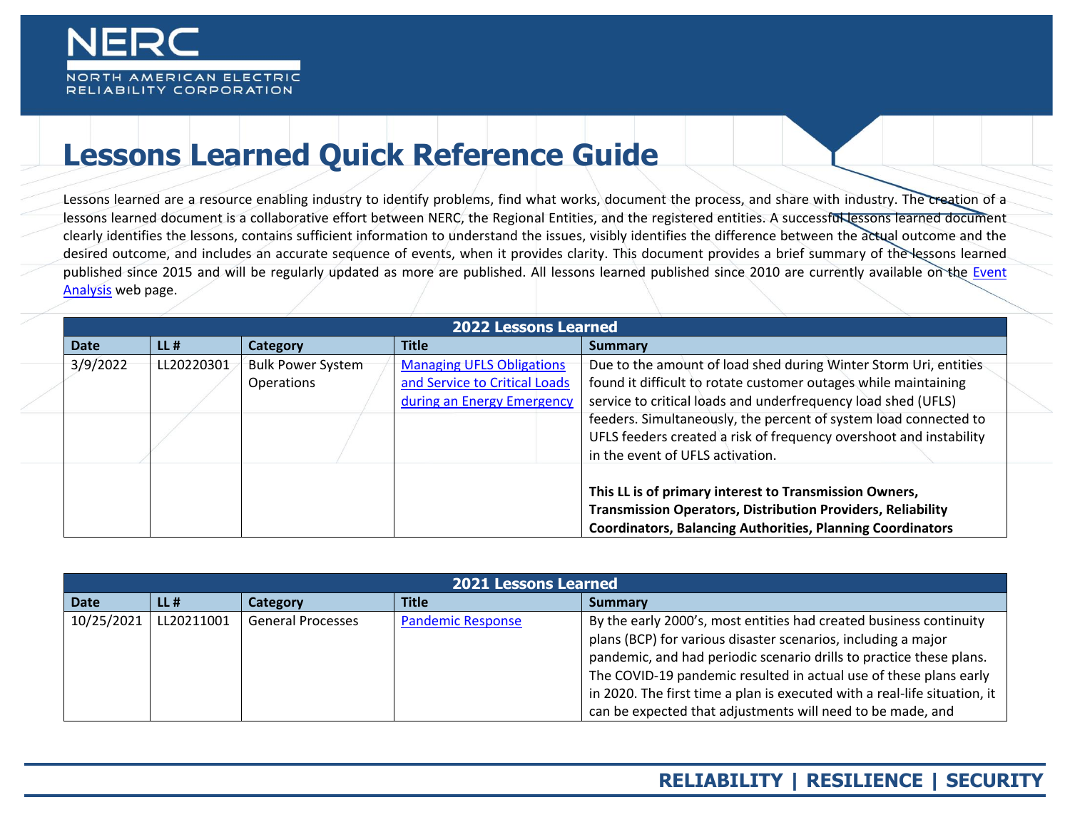# Lessons Learned Quick Reference Guide

Lessons learned are a resource enabling industry to identify problems, find what works, document the process, and share with industry. The creation of a lessons learned document is a collaborative effort between NERC, the Regional Entities, and the registered entities. A successful lessons learned document clearly identifies the lessons, contains sufficient information to understand the issues, visibly identifies the difference between the actual outcome and the desired outcome, and includes an accurate sequence of events, when it provides clarity. This document provides a brief summary of the lessons learned published since 2015 and will be regularly updated as more are published. All lessons learned published since 2010 are currently available on the Event Analysis web page.

| 2022 Lessons Learned | | | | |
|---|---|---|---|---|
| **Date** | **LL #** | **Category** | **Title** | **Summary** |
| 3/9/2022 | LL20220301 | Bulk Power System Operations | Managing UFLS Obligations and Service to Critical Loads during an Energy Emergency | Due to the amount of load shed during Winter Storm Uri, entities found it difficult to rotate customer outages while maintaining service to critical loads and underfrequency load shed (UFLS) feeders. Simultaneously, the percent of system load connected to UFLS feeders created a risk of frequency overshoot and instability in the event of UFLS activation.<br><br>**This LL is of primary interest to Transmission Owners, Transmission Operators, Distribution Providers, Reliability Coordinators, Balancing Authorities, Planning Coordinators** |

| 2021 Lessons Learned | | | | |
|---|---|---|---|---|
| **Date** | **LL #** | **Category** | **Title** | **Summary** |
| 10/25/2021 | LL20211001 | General Processes | Pandemic Response | By the early 2000's, most entities had created business continuity plans (BCP) for various disaster scenarios, including a major pandemic, and had periodic scenario drills to practice these plans. The COVID-19 pandemic resulted in actual use of these plans early in 2020. The first time a plan is executed with a real-life situation, it can be expected that adjustments will need to be made, and |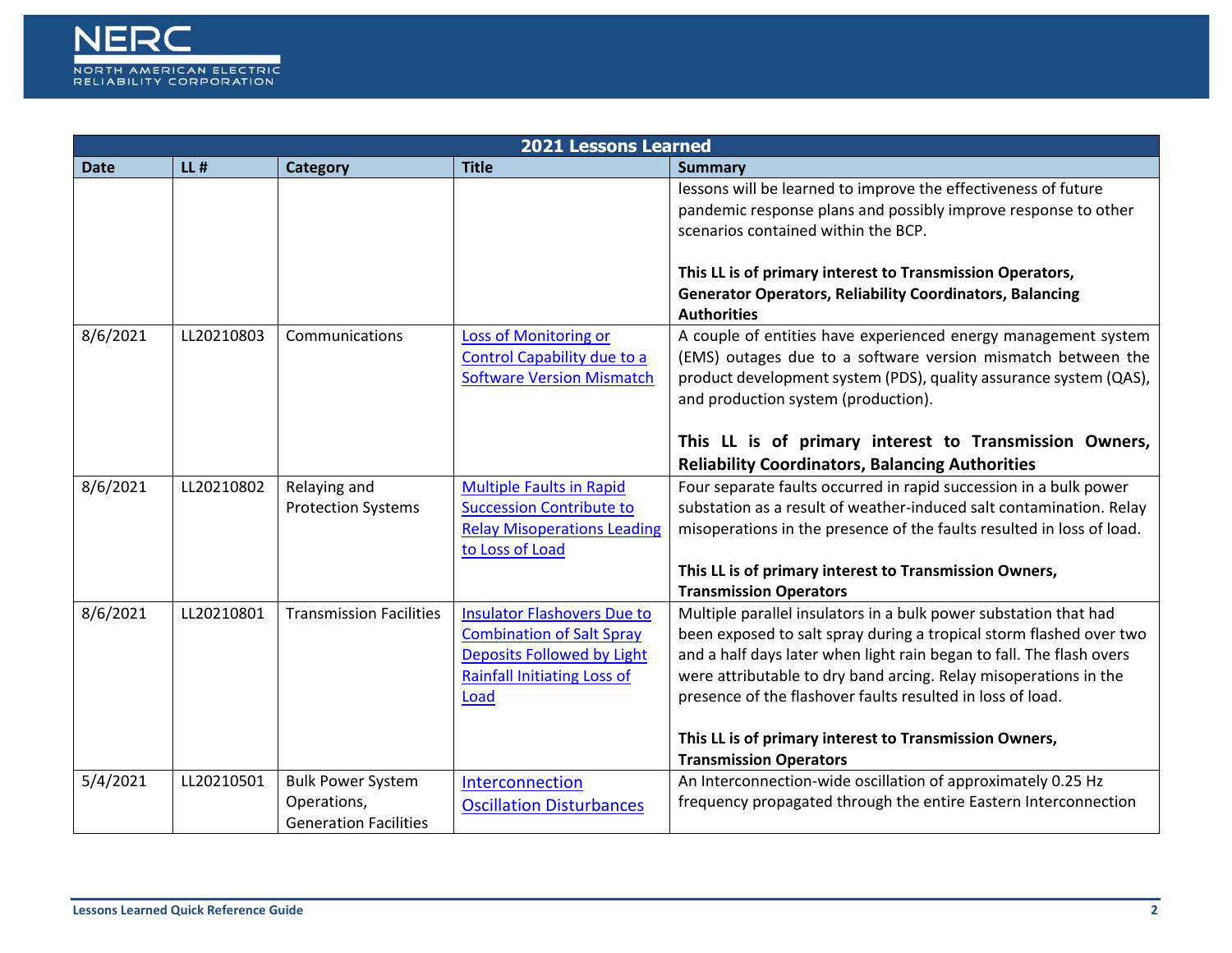| 2021 Lessons Learned | | | | |
|---|---|---|---|---|
| **Date** | **LL #** | **Category** | **Title** | **Summary** |
| | | | | lessons will be learned to improve the effectiveness of future pandemic response plans and possibly improve response to other scenarios contained within the BCP.<br><br>**This LL is of primary interest to Transmission Operators, Generator Operators, Reliability Coordinators, Balancing Authorities** |
| 8/6/2021 | LL20210803 | Communications | Loss of Monitoring or Control Capability due to a Software Version Mismatch | A couple of entities have experienced energy management system (EMS) outages due to a software version mismatch between the product development system (PDS), quality assurance system (QAS), and production system (production).<br><br>**This LL is of primary interest to Transmission Owners, Reliability Coordinators, Balancing Authorities** |
| 8/6/2021 | LL20210802 | Relaying and Protection Systems | Multiple Faults in Rapid Succession Contribute to Relay Misoperations Leading to Loss of Load | Four separate faults occurred in rapid succession in a bulk power substation as a result of weather-induced salt contamination. Relay misoperations in the presence of the faults resulted in loss of load.<br><br>**This LL is of primary interest to Transmission Owners, Transmission Operators** |
| 8/6/2021 | LL20210801 | Transmission Facilities | Insulator Flashovers Due to Combination of Salt Spray Deposits Followed by Light Rainfall Initiating Loss of Load | Multiple parallel insulators in a bulk power substation that had been exposed to salt spray during a tropical storm flashed over two and a half days later when light rain began to fall. The flash overs were attributable to dry band arcing. Relay misoperations in the presence of the flashover faults resulted in loss of load.<br><br>**This LL is of primary interest to Transmission Owners, Transmission Operators** |
| 5/4/2021 | LL20210501 | Bulk Power System Operations, Generation Facilities | Interconnection Oscillation Disturbances | An Interconnection-wide oscillation of approximately 0.25 Hz frequency propagated through the entire Eastern Interconnection |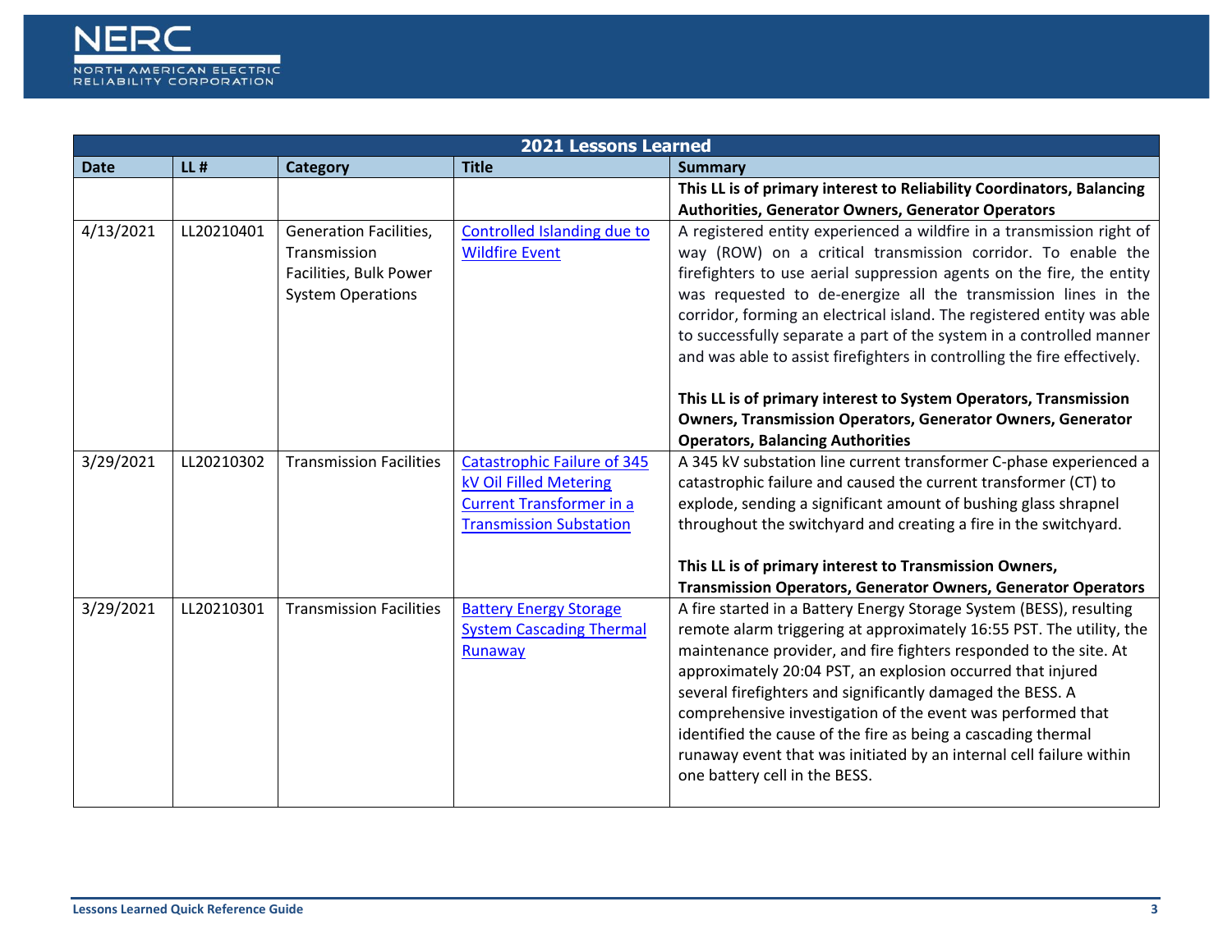| 2021 Lessons Learned | | | | |
|---|---|---|---|---|
| **Date** | **LL #** | **Category** | **Title** | **Summary** |
| | | | | **This LL is of primary interest to Reliability Coordinators, Balancing Authorities, Generator Owners, Generator Operators** |
| 4/13/2021 | LL20210401 | Generation Facilities, Transmission Facilities, Bulk Power System Operations | Controlled Islanding due to Wildfire Event | A registered entity experienced a wildfire in a transmission right of way (ROW) on a critical transmission corridor. To enable the firefighters to use aerial suppression agents on the fire, the entity was requested to de-energize all the transmission lines in the corridor, forming an electrical island. The registered entity was able to successfully separate a part of the system in a controlled manner and was able to assist firefighters in controlling the fire effectively.<br><br>**This LL is of primary interest to System Operators, Transmission Owners, Transmission Operators, Generator Owners, Generator Operators, Balancing Authorities** |
| 3/29/2021 | LL20210302 | Transmission Facilities | Catastrophic Failure of 345 kV Oil Filled Metering Current Transformer in a Transmission Substation | A 345 kV substation line current transformer C-phase experienced a catastrophic failure and caused the current transformer (CT) to explode, sending a significant amount of bushing glass shrapnel throughout the switchyard and creating a fire in the switchyard.<br><br>**This LL is of primary interest to Transmission Owners, Transmission Operators, Generator Owners, Generator Operators** |
| 3/29/2021 | LL20210301 | Transmission Facilities | Battery Energy Storage System Cascading Thermal Runaway | A fire started in a Battery Energy Storage System (BESS), resulting remote alarm triggering at approximately 16:55 PST. The utility, the maintenance provider, and fire fighters responded to the site. At approximately 20:04 PST, an explosion occurred that injured several firefighters and significantly damaged the BESS. A comprehensive investigation of the event was performed that identified the cause of the fire as being a cascading thermal runaway event that was initiated by an internal cell failure within one battery cell in the BESS. |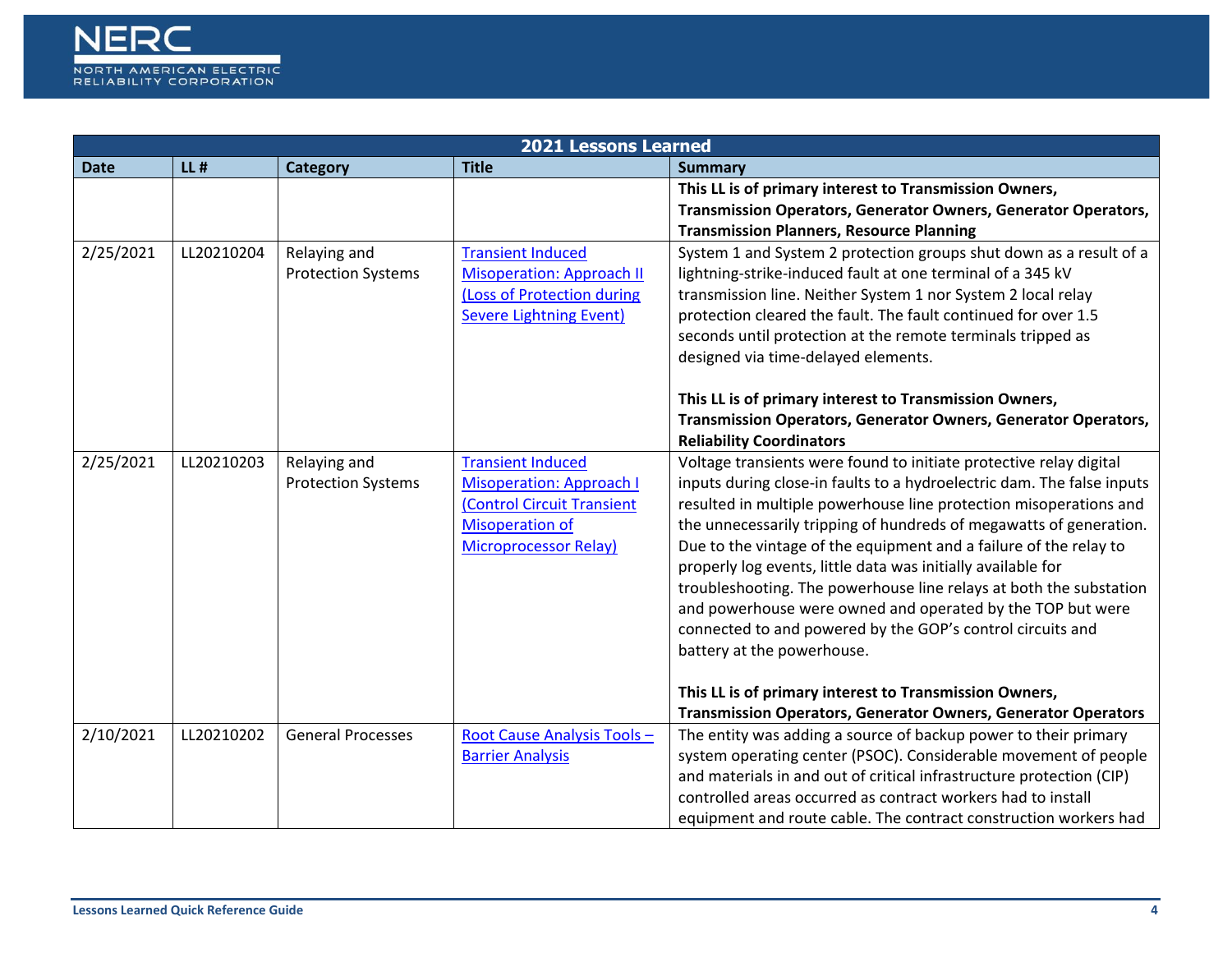| 2021 Lessons Learned | | | | |
|---|---|---|---|---|
| **Date** | **LL #** | **Category** | **Title** | **Summary** |
| | | | | **This LL is of primary interest to Transmission Owners, Transmission Operators, Generator Owners, Generator Operators, Transmission Planners, Resource Planning** |
| 2/25/2021 | LL20210204 | Relaying and Protection Systems | [Transient Induced Misoperation: Approach II (Loss of Protection during Severe Lightning Event)]() | System 1 and System 2 protection groups shut down as a result of a lightning-strike-induced fault at one terminal of a 345 kV transmission line. Neither System 1 nor System 2 local relay protection cleared the fault. The fault continued for over 1.5 seconds until protection at the remote terminals tripped as designed via time-delayed elements.<br><br>**This LL is of primary interest to Transmission Owners, Transmission Operators, Generator Owners, Generator Operators, Reliability Coordinators** |
| 2/25/2021 | LL20210203 | Relaying and Protection Systems | [Transient Induced Misoperation: Approach I (Control Circuit Transient Misoperation of Microprocessor Relay)]() | Voltage transients were found to initiate protective relay digital inputs during close-in faults to a hydroelectric dam. The false inputs resulted in multiple powerhouse line protection misoperations and the unnecessarily tripping of hundreds of megawatts of generation. Due to the vintage of the equipment and a failure of the relay to properly log events, little data was initially available for troubleshooting. The powerhouse line relays at both the substation and powerhouse were owned and operated by the TOP but were connected to and powered by the GOP's control circuits and battery at the powerhouse.<br><br>**This LL is of primary interest to Transmission Owners, Transmission Operators, Generator Owners, Generator Operators** |
| 2/10/2021 | LL20210202 | General Processes | [Root Cause Analysis Tools – Barrier Analysis]() | The entity was adding a source of backup power to their primary system operating center (PSOC). Considerable movement of people and materials in and out of critical infrastructure protection (CIP) controlled areas occurred as contract workers had to install equipment and route cable. The contract construction workers had |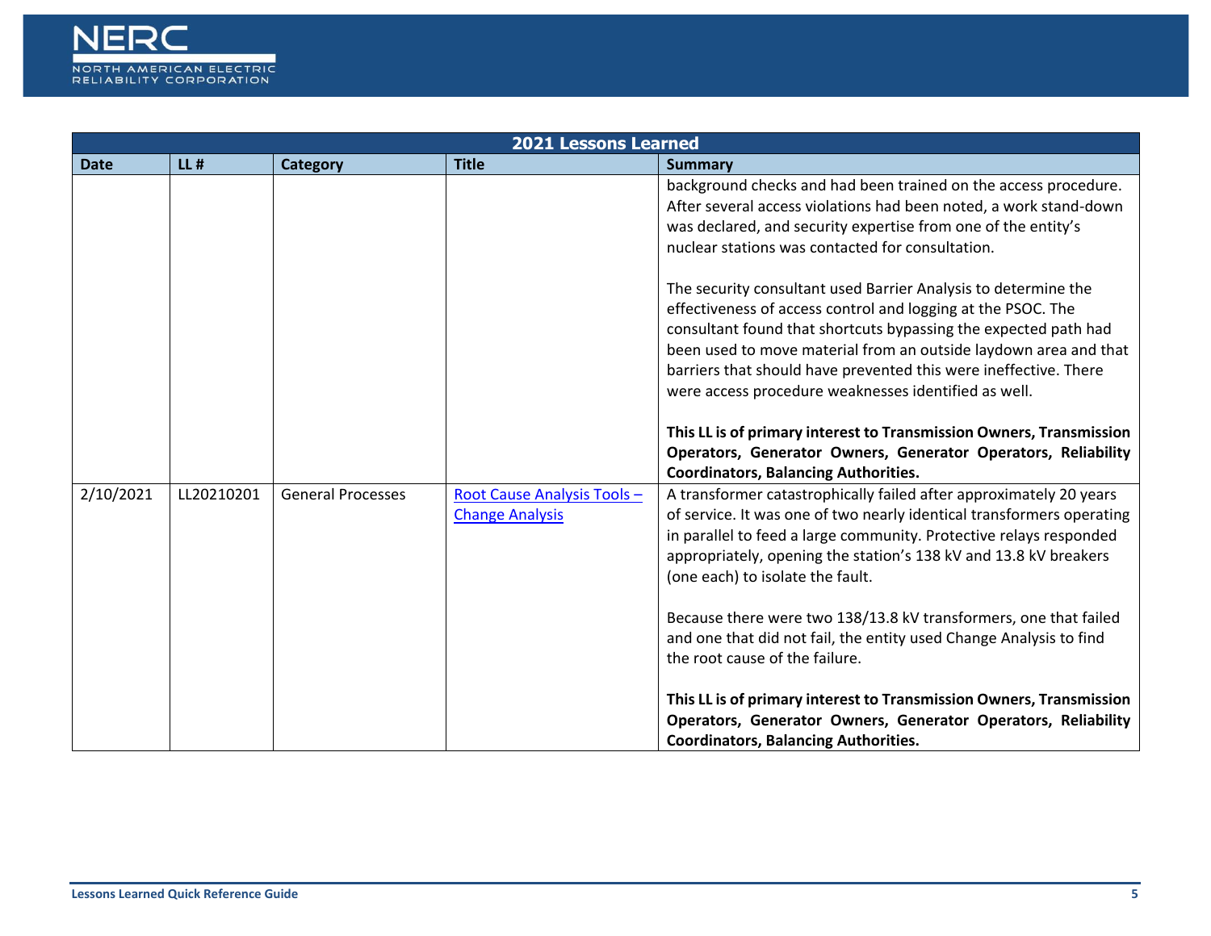| 2021 Lessons Learned | | | | |
|---|---|---|---|---|
| **Date** | **LL #** | **Category** | **Title** | **Summary** |
| | | | | background checks and had been trained on the access procedure. After several access violations had been noted, a work stand-down was declared, and security expertise from one of the entity's nuclear stations was contacted for consultation.<br><br>The security consultant used Barrier Analysis to determine the effectiveness of access control and logging at the PSOC. The consultant found that shortcuts bypassing the expected path had been used to move material from an outside laydown area and that barriers that should have prevented this were ineffective. There were access procedure weaknesses identified as well.<br><br>**This LL is of primary interest to Transmission Owners, Transmission Operators, Generator Owners, Generator Operators, Reliability Coordinators, Balancing Authorities.** |
| 2/10/2021 | LL20210201 | General Processes | Root Cause Analysis Tools – Change Analysis | A transformer catastrophically failed after approximately 20 years of service. It was one of two nearly identical transformers operating in parallel to feed a large community. Protective relays responded appropriately, opening the station's 138 kV and 13.8 kV breakers (one each) to isolate the fault.<br><br>Because there were two 138/13.8 kV transformers, one that failed and one that did not fail, the entity used Change Analysis to find the root cause of the failure.<br><br>**This LL is of primary interest to Transmission Owners, Transmission Operators, Generator Owners, Generator Operators, Reliability Coordinators, Balancing Authorities.** |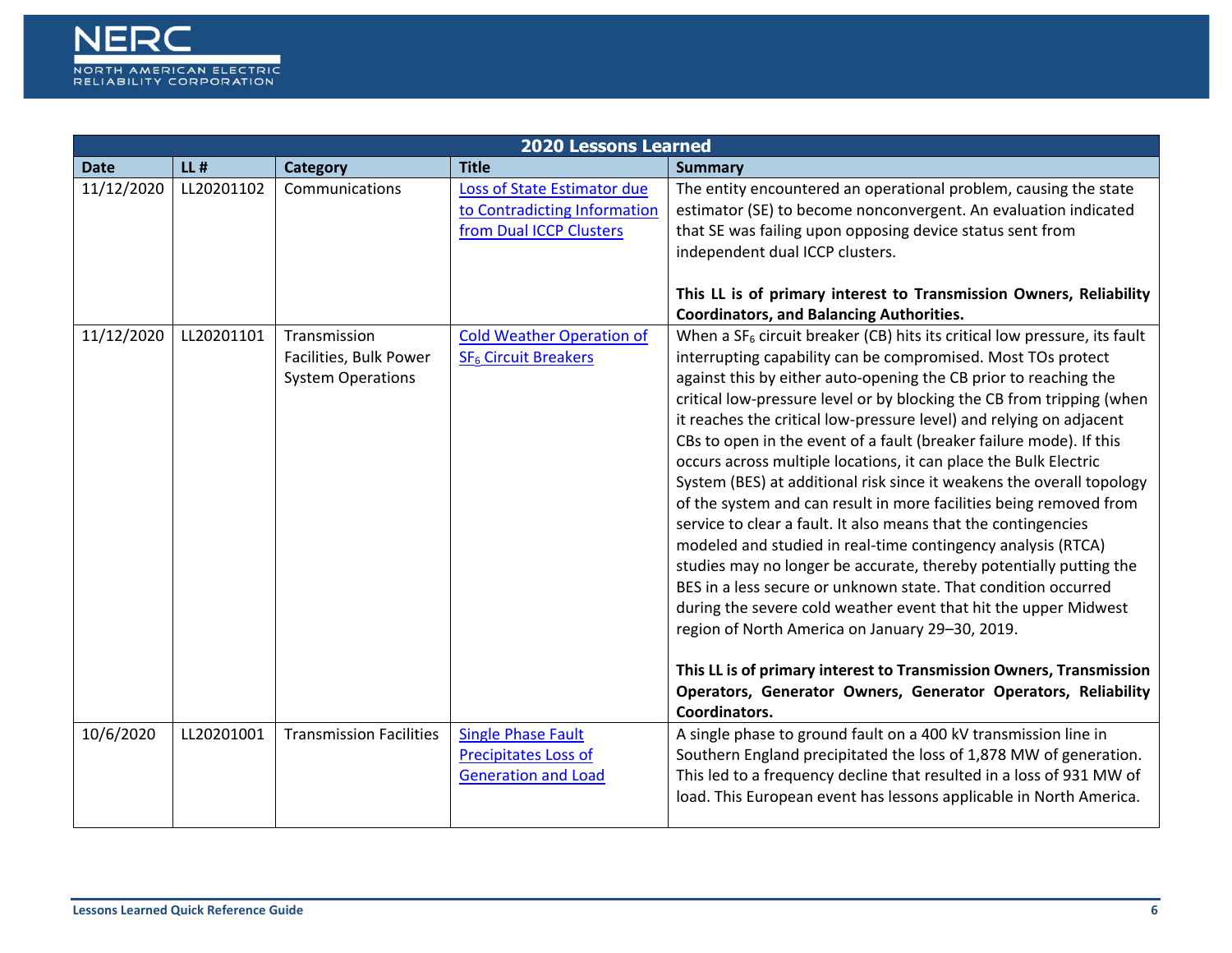| 2020 Lessons Learned | | | | |
|---|---|---|---|---|
| **Date** | **LL #** | **Category** | **Title** | **Summary** |
| 11/12/2020 | LL20201102 | Communications | Loss of State Estimator due to Contradicting Information from Dual ICCP Clusters | The entity encountered an operational problem, causing the state estimator (SE) to become nonconvergent. An evaluation indicated that SE was failing upon opposing device status sent from independent dual ICCP clusters.<br><br>**This LL is of primary interest to Transmission Owners, Reliability Coordinators, and Balancing Authorities.** |
| 11/12/2020 | LL20201101 | Transmission Facilities, Bulk Power System Operations | Cold Weather Operation of $SF_6$ Circuit Breakers | When a $SF_6$ circuit breaker (CB) hits its critical low pressure, its fault interrupting capability can be compromised. Most TOs protect against this by either auto-opening the CB prior to reaching the critical low-pressure level or by blocking the CB from tripping (when it reaches the critical low-pressure level) and relying on adjacent CBs to open in the event of a fault (breaker failure mode). If this occurs across multiple locations, it can place the Bulk Electric System (BES) at additional risk since it weakens the overall topology of the system and can result in more facilities being removed from service to clear a fault. It also means that the contingencies modeled and studied in real-time contingency analysis (RTCA) studies may no longer be accurate, thereby potentially putting the BES in a less secure or unknown state. That condition occurred during the severe cold weather event that hit the upper Midwest region of North America on January 29–30, 2019.<br><br>**This LL is of primary interest to Transmission Owners, Transmission Operators, Generator Owners, Generator Operators, Reliability Coordinators.** |
| 10/6/2020 | LL20201001 | Transmission Facilities | Single Phase Fault Precipitates Loss of Generation and Load | A single phase to ground fault on a 400 kV transmission line in Southern England precipitated the loss of 1,878 MW of generation. This led to a frequency decline that resulted in a loss of 931 MW of load. This European event has lessons applicable in North America. |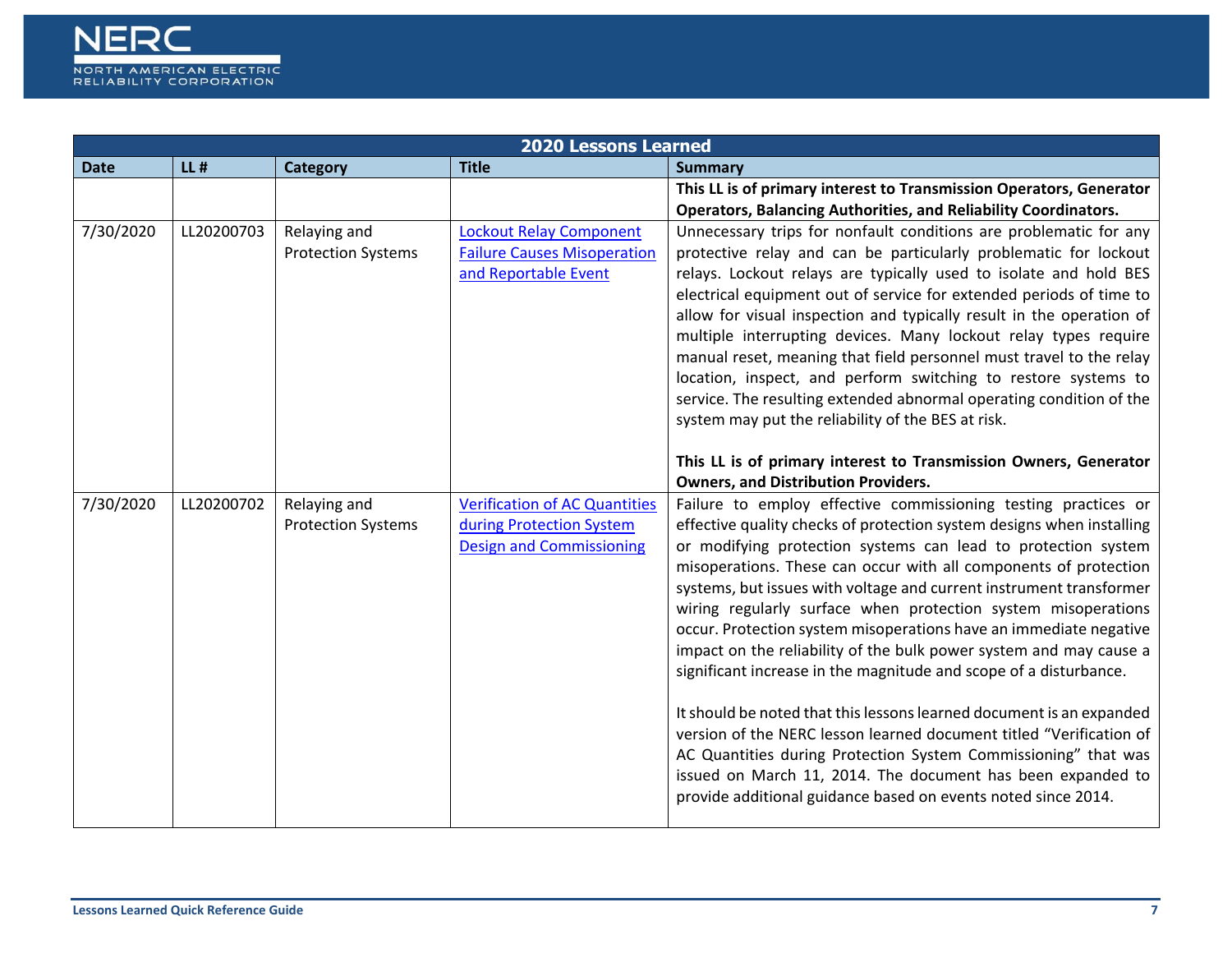| 2020 Lessons Learned | | | | |
|---|---|---|---|---|
| **Date** | **LL #** | **Category** | **Title** | **Summary** |
| | | | | **This LL is of primary interest to Transmission Operators, Generator Operators, Balancing Authorities, and Reliability Coordinators.** |
| 7/30/2020 | LL20200703 | Relaying and Protection Systems | Lockout Relay Component Failure Causes Misoperation and Reportable Event | Unnecessary trips for nonfault conditions are problematic for any protective relay and can be particularly problematic for lockout relays. Lockout relays are typically used to isolate and hold BES electrical equipment out of service for extended periods of time to allow for visual inspection and typically result in the operation of multiple interrupting devices. Many lockout relay types require manual reset, meaning that field personnel must travel to the relay location, inspect, and perform switching to restore systems to service. The resulting extended abnormal operating condition of the system may put the reliability of the BES at risk.<br><br>**This LL is of primary interest to Transmission Owners, Generator Owners, and Distribution Providers.** |
| 7/30/2020 | LL20200702 | Relaying and Protection Systems | Verification of AC Quantities during Protection System Design and Commissioning | Failure to employ effective commissioning testing practices or effective quality checks of protection system designs when installing or modifying protection systems can lead to protection system misoperations. These can occur with all components of protection systems, but issues with voltage and current instrument transformer wiring regularly surface when protection system misoperations occur. Protection system misoperations have an immediate negative impact on the reliability of the bulk power system and may cause a significant increase in the magnitude and scope of a disturbance.<br><br>It should be noted that this lessons learned document is an expanded version of the NERC lesson learned document titled "Verification of AC Quantities during Protection System Commissioning" that was issued on March 11, 2014. The document has been expanded to provide additional guidance based on events noted since 2014. |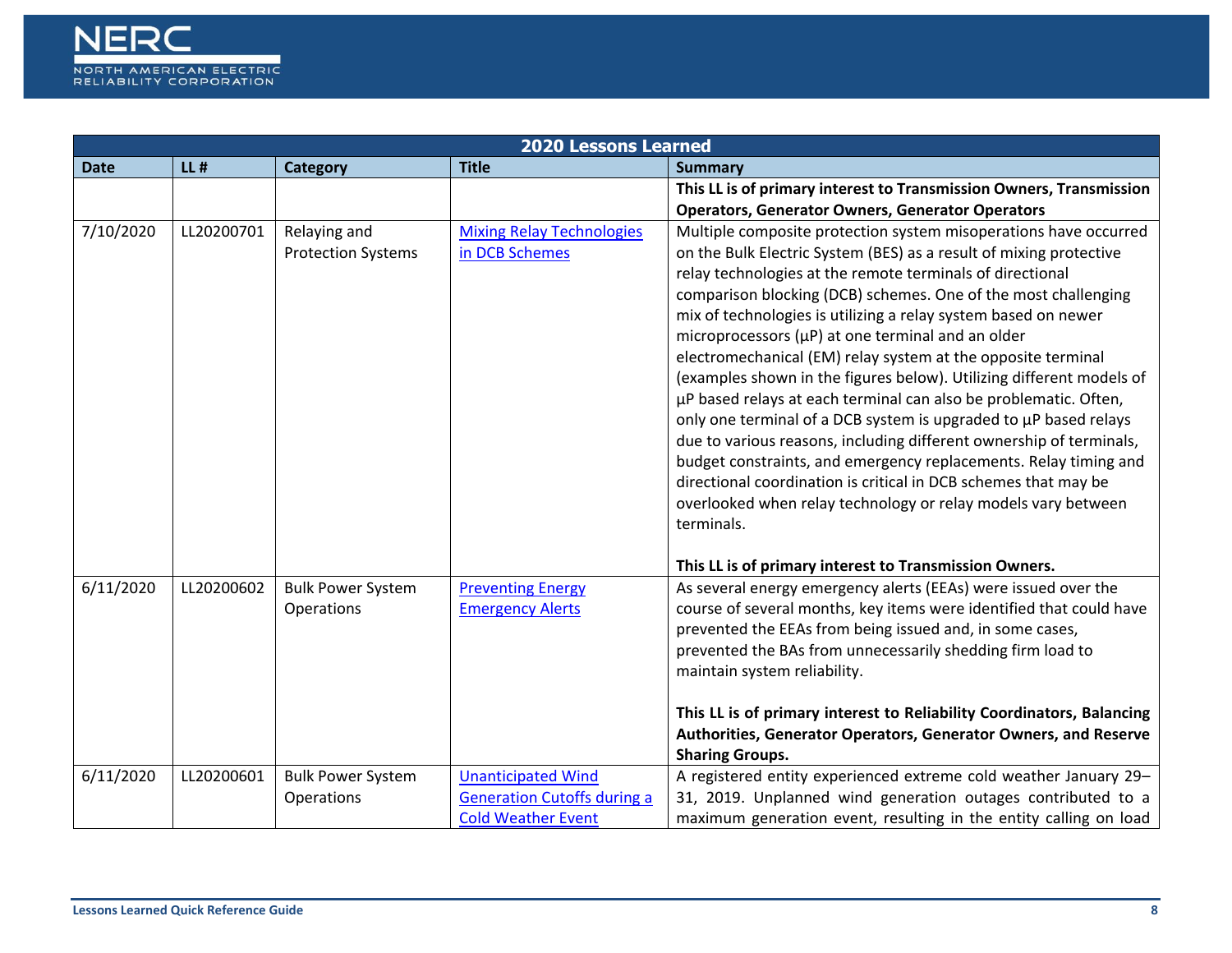| 2020 Lessons Learned | | | | |
|---|---|---|---|---|
| **Date** | **LL #** | **Category** | **Title** | **Summary** |
| | | | | **This LL is of primary interest to Transmission Owners, Transmission Operators, Generator Owners, Generator Operators** |
| 7/10/2020 | LL20200701 | Relaying and Protection Systems | [Mixing Relay Technologies in DCB Schemes]() | Multiple composite protection system misoperations have occurred on the Bulk Electric System (BES) as a result of mixing protective relay technologies at the remote terminals of directional comparison blocking (DCB) schemes. One of the most challenging mix of technologies is utilizing a relay system based on newer microprocessors (μP) at one terminal and an older electromechanical (EM) relay system at the opposite terminal (examples shown in the figures below). Utilizing different models of μP based relays at each terminal can also be problematic. Often, only one terminal of a DCB system is upgraded to μP based relays due to various reasons, including different ownership of terminals, budget constraints, and emergency replacements. Relay timing and directional coordination is critical in DCB schemes that may be overlooked when relay technology or relay models vary between terminals.<br><br>**This LL is of primary interest to Transmission Owners.** |
| 6/11/2020 | LL20200602 | Bulk Power System Operations | [Preventing Energy Emergency Alerts]() | As several energy emergency alerts (EEAs) were issued over the course of several months, key items were identified that could have prevented the EEAs from being issued and, in some cases, prevented the BAs from unnecessarily shedding firm load to maintain system reliability.<br><br>**This LL is of primary interest to Reliability Coordinators, Balancing Authorities, Generator Operators, Generator Owners, and Reserve Sharing Groups.** |
| 6/11/2020 | LL20200601 | Bulk Power System Operations | [Unanticipated Wind Generation Cutoffs during a Cold Weather Event]() | A registered entity experienced extreme cold weather January 29–31, 2019. Unplanned wind generation outages contributed to a maximum generation event, resulting in the entity calling on load |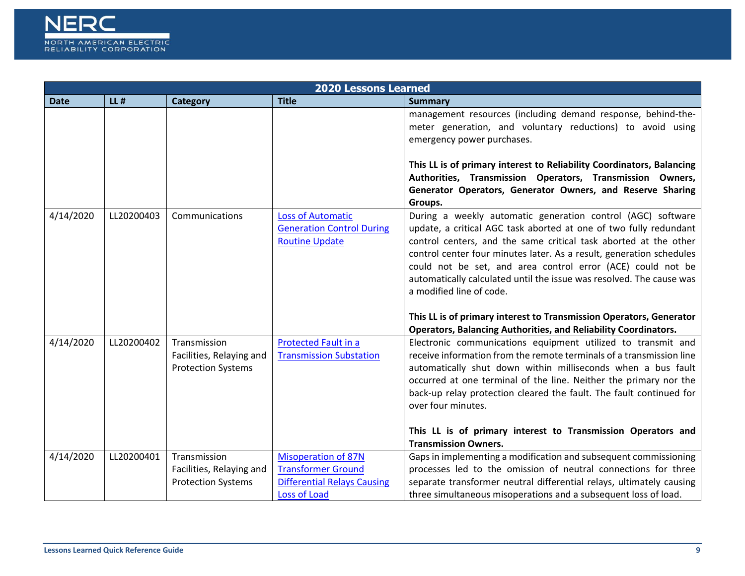| 2020 Lessons Learned | | | | |
|---|---|---|---|---|
| **Date** | **LL #** | **Category** | **Title** | **Summary** |
| | | | | management resources (including demand response, behind-the-meter generation, and voluntary reductions) to avoid using emergency power purchases.<br><br>**This LL is of primary interest to Reliability Coordinators, Balancing Authorities, Transmission Operators, Transmission Owners, Generator Operators, Generator Owners, and Reserve Sharing Groups.** |
| 4/14/2020 | LL20200403 | Communications | Loss of Automatic Generation Control During Routine Update | During a weekly automatic generation control (AGC) software update, a critical AGC task aborted at one of two fully redundant control centers, and the same critical task aborted at the other control center four minutes later. As a result, generation schedules could not be set, and area control error (ACE) could not be automatically calculated until the issue was resolved. The cause was a modified line of code.<br><br>**This LL is of primary interest to Transmission Operators, Generator Operators, Balancing Authorities, and Reliability Coordinators.** |
| 4/14/2020 | LL20200402 | Transmission Facilities, Relaying and Protection Systems | Protected Fault in a Transmission Substation | Electronic communications equipment utilized to transmit and receive information from the remote terminals of a transmission line automatically shut down within milliseconds when a bus fault occurred at one terminal of the line. Neither the primary nor the back-up relay protection cleared the fault. The fault continued for over four minutes.<br><br>**This LL is of primary interest to Transmission Operators and Transmission Owners.** |
| 4/14/2020 | LL20200401 | Transmission Facilities, Relaying and Protection Systems | Misoperation of 87N Transformer Ground Differential Relays Causing Loss of Load | Gaps in implementing a modification and subsequent commissioning processes led to the omission of neutral connections for three separate transformer neutral differential relays, ultimately causing three simultaneous misoperations and a subsequent loss of load. |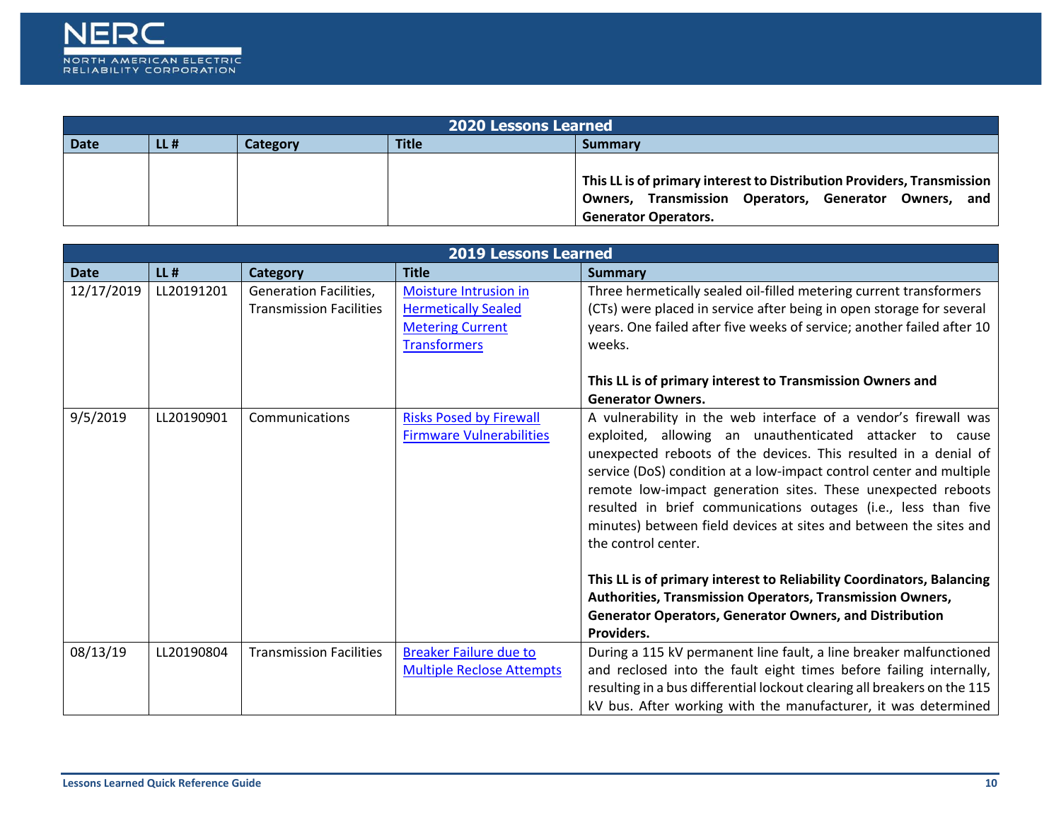| 2020 Lessons Learned | | | | |
|---|---|---|---|---|
| **Date** | **LL #** | **Category** | **Title** | **Summary** |
| | | | | **This LL is of primary interest to Distribution Providers, Transmission Owners, Transmission Operators, Generator Owners, and Generator Operators.** |

| 2019 Lessons Learned | | | | |
|---|---|---|---|---|
| **Date** | **LL #** | **Category** | **Title** | **Summary** |
| 12/17/2019 | LL20191201 | Generation Facilities, Transmission Facilities | Moisture Intrusion in Hermetically Sealed Metering Current Transformers | Three hermetically sealed oil-filled metering current transformers (CTs) were placed in service after being in open storage for several years. One failed after five weeks of service; another failed after 10 weeks.<br><br>**This LL is of primary interest to Transmission Owners and Generator Owners.** |
| 9/5/2019 | LL20190901 | Communications | Risks Posed by Firewall Firmware Vulnerabilities | A vulnerability in the web interface of a vendor's firewall was exploited, allowing an unauthenticated attacker to cause unexpected reboots of the devices. This resulted in a denial of service (DoS) condition at a low-impact control center and multiple remote low-impact generation sites. These unexpected reboots resulted in brief communications outages (i.e., less than five minutes) between field devices at sites and between the sites and the control center.<br><br>**This LL is of primary interest to Reliability Coordinators, Balancing Authorities, Transmission Operators, Transmission Owners, Generator Operators, Generator Owners, and Distribution Providers.** |
| 08/13/19 | LL20190804 | Transmission Facilities | Breaker Failure due to Multiple Reclose Attempts | During a 115 kV permanent line fault, a line breaker malfunctioned and reclosed into the fault eight times before failing internally, resulting in a bus differential lockout clearing all breakers on the 115 kV bus. After working with the manufacturer, it was determined |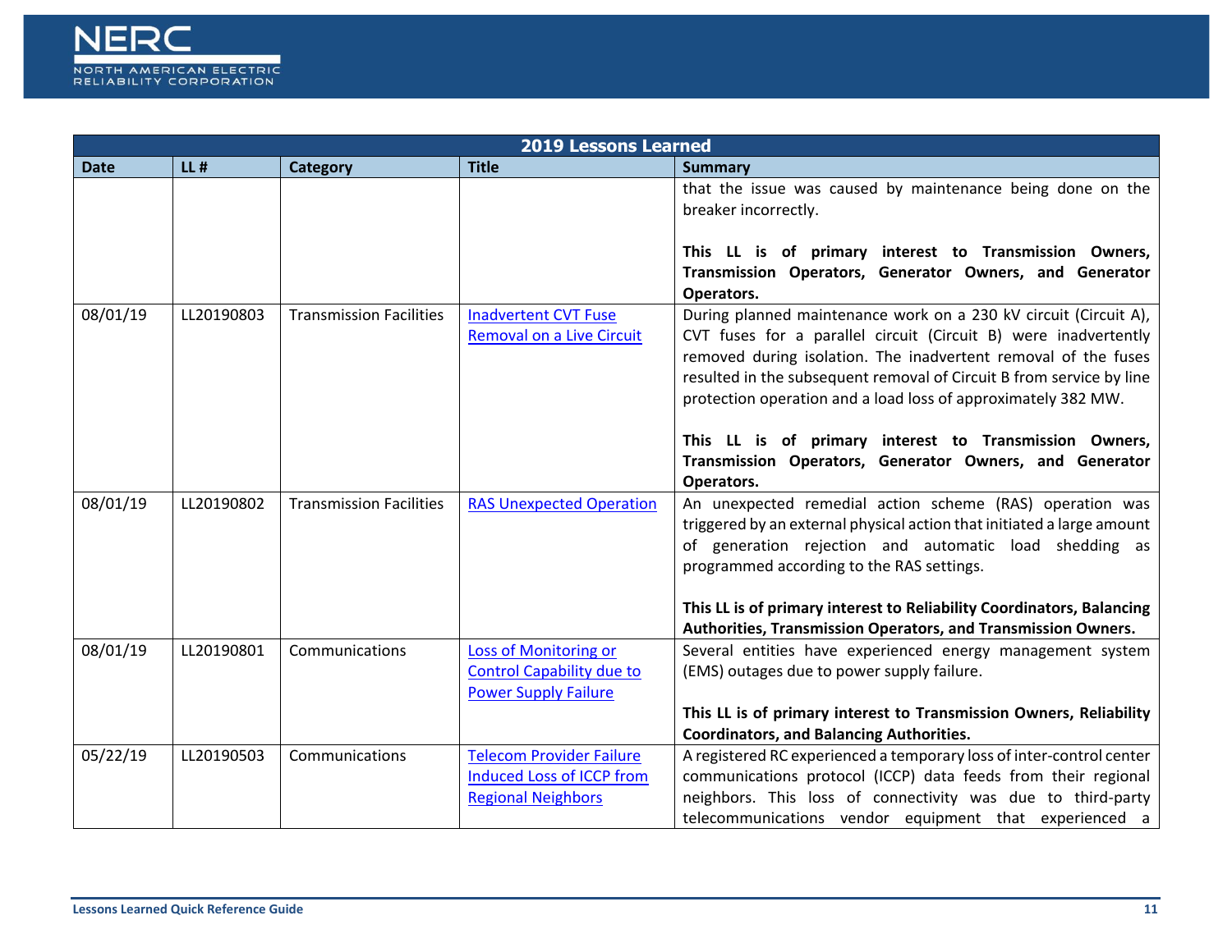| 2019 Lessons Learned | | | | |
|---|---|---|---|---|
| **Date** | **LL #** | **Category** | **Title** | **Summary** |
| | | | | that the issue was caused by maintenance being done on the breaker incorrectly.<br><br>**This LL is of primary interest to Transmission Owners, Transmission Operators, Generator Owners, and Generator Operators.** |
| 08/01/19 | LL20190803 | Transmission Facilities | Inadvertent CVT Fuse Removal on a Live Circuit | During planned maintenance work on a 230 kV circuit (Circuit A), CVT fuses for a parallel circuit (Circuit B) were inadvertently removed during isolation. The inadvertent removal of the fuses resulted in the subsequent removal of Circuit B from service by line protection operation and a load loss of approximately 382 MW.<br><br>**This LL is of primary interest to Transmission Owners, Transmission Operators, Generator Owners, and Generator Operators.** |
| 08/01/19 | LL20190802 | Transmission Facilities | RAS Unexpected Operation | An unexpected remedial action scheme (RAS) operation was triggered by an external physical action that initiated a large amount of generation rejection and automatic load shedding as programmed according to the RAS settings.<br><br>**This LL is of primary interest to Reliability Coordinators, Balancing Authorities, Transmission Operators, and Transmission Owners.** |
| 08/01/19 | LL20190801 | Communications | Loss of Monitoring or Control Capability due to Power Supply Failure | Several entities have experienced energy management system (EMS) outages due to power supply failure.<br><br>**This LL is of primary interest to Transmission Owners, Reliability Coordinators, and Balancing Authorities.** |
| 05/22/19 | LL20190503 | Communications | Telecom Provider Failure Induced Loss of ICCP from Regional Neighbors | A registered RC experienced a temporary loss of inter-control center communications protocol (ICCP) data feeds from their regional neighbors. This loss of connectivity was due to third-party telecommunications vendor equipment that experienced a |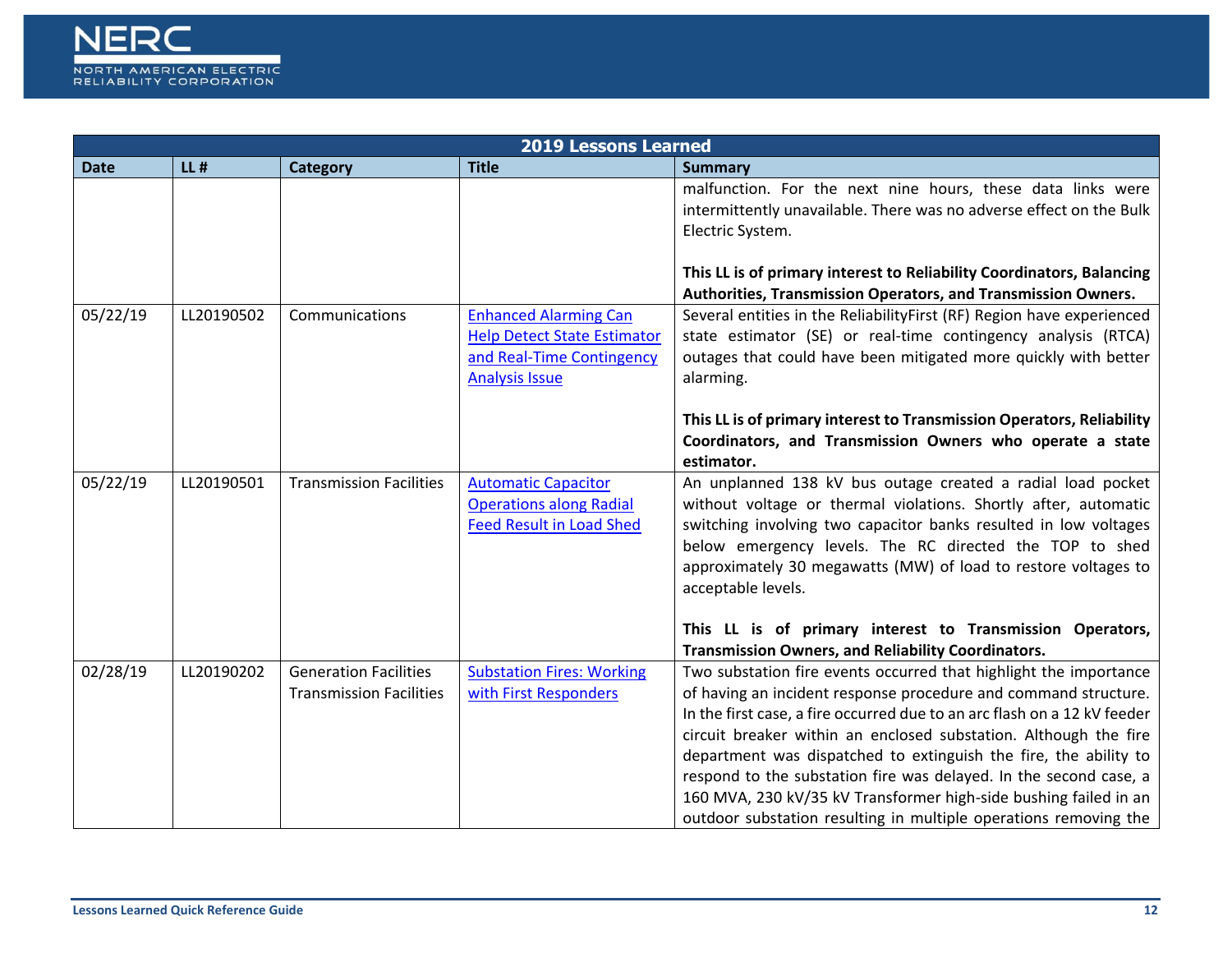| 2019 Lessons Learned | | | | |
|---|---|---|---|---|
| **Date** | **LL #** | **Category** | **Title** | **Summary** |
| | | | | malfunction. For the next nine hours, these data links were intermittently unavailable. There was no adverse effect on the Bulk Electric System.<br><br>**This LL is of primary interest to Reliability Coordinators, Balancing Authorities, Transmission Operators, and Transmission Owners.** |
| 05/22/19 | LL20190502 | Communications | Enhanced Alarming Can Help Detect State Estimator and Real-Time Contingency Analysis Issue | Several entities in the ReliabilityFirst (RF) Region have experienced state estimator (SE) or real-time contingency analysis (RTCA) outages that could have been mitigated more quickly with better alarming.<br><br>**This LL is of primary interest to Transmission Operators, Reliability Coordinators, and Transmission Owners who operate a state estimator.** |
| 05/22/19 | LL20190501 | Transmission Facilities | Automatic Capacitor Operations along Radial Feed Result in Load Shed | An unplanned 138 kV bus outage created a radial load pocket without voltage or thermal violations. Shortly after, automatic switching involving two capacitor banks resulted in low voltages below emergency levels. The RC directed the TOP to shed approximately 30 megawatts (MW) of load to restore voltages to acceptable levels.<br><br>**This LL is of primary interest to Transmission Operators, Transmission Owners, and Reliability Coordinators.** |
| 02/28/19 | LL20190202 | Generation Facilities<br>Transmission Facilities | Substation Fires: Working with First Responders | Two substation fire events occurred that highlight the importance of having an incident response procedure and command structure. In the first case, a fire occurred due to an arc flash on a 12 kV feeder circuit breaker within an enclosed substation. Although the fire department was dispatched to extinguish the fire, the ability to respond to the substation fire was delayed. In the second case, a 160 MVA, 230 kV/35 kV Transformer high-side bushing failed in an outdoor substation resulting in multiple operations removing the |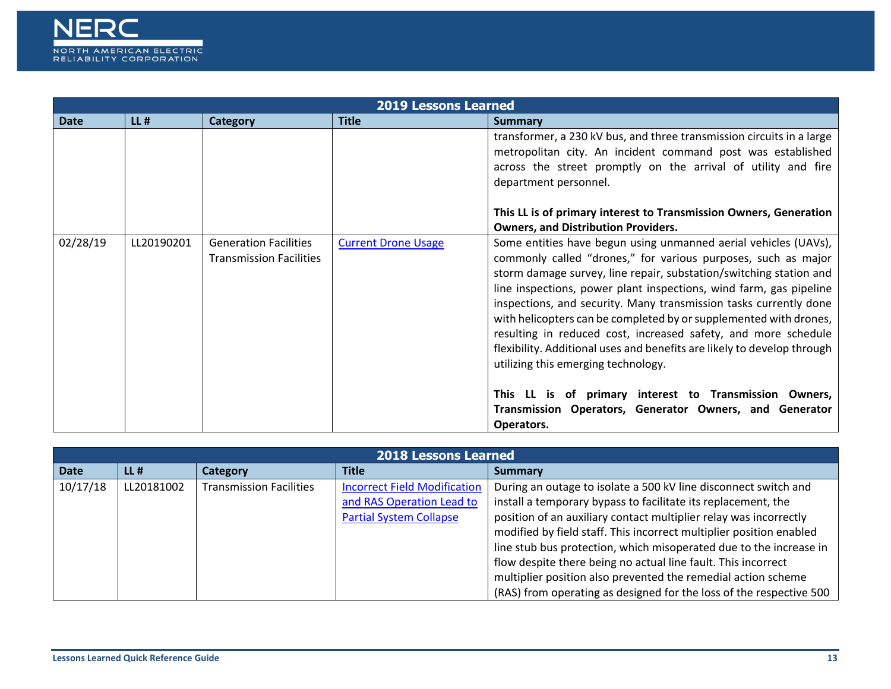| 2019 Lessons Learned | | | | |
|---|---|---|---|---|
| **Date** | **LL #** | **Category** | **Title** | **Summary** |
| | | | | transformer, a 230 kV bus, and three transmission circuits in a large metropolitan city. An incident command post was established across the street promptly on the arrival of utility and fire department personnel.<br><br>**This LL is of primary interest to Transmission Owners, Generation Owners, and Distribution Providers.** |
| 02/28/19 | LL20190201 | Generation Facilities<br>Transmission Facilities | Current Drone Usage | Some entities have begun using unmanned aerial vehicles (UAVs), commonly called "drones," for various purposes, such as major storm damage survey, line repair, substation/switching station and line inspections, power plant inspections, wind farm, gas pipeline inspections, and security. Many transmission tasks currently done with helicopters can be completed by or supplemented with drones, resulting in reduced cost, increased safety, and more schedule flexibility. Additional uses and benefits are likely to develop through utilizing this emerging technology.<br><br>**This LL is of primary interest to Transmission Owners, Transmission Operators, Generator Owners, and Generator Operators.** |

| 2018 Lessons Learned | | | | |
|---|---|---|---|---|
| **Date** | **LL #** | **Category** | **Title** | **Summary** |
| 10/17/18 | LL20181002 | Transmission Facilities | Incorrect Field Modification and RAS Operation Lead to Partial System Collapse | During an outage to isolate a 500 kV line disconnect switch and install a temporary bypass to facilitate its replacement, the position of an auxiliary contact multiplier relay was incorrectly modified by field staff. This incorrect multiplier position enabled line stub bus protection, which misoperated due to the increase in flow despite there being no actual line fault. This incorrect multiplier position also prevented the remedial action scheme (RAS) from operating as designed for the loss of the respective 500 |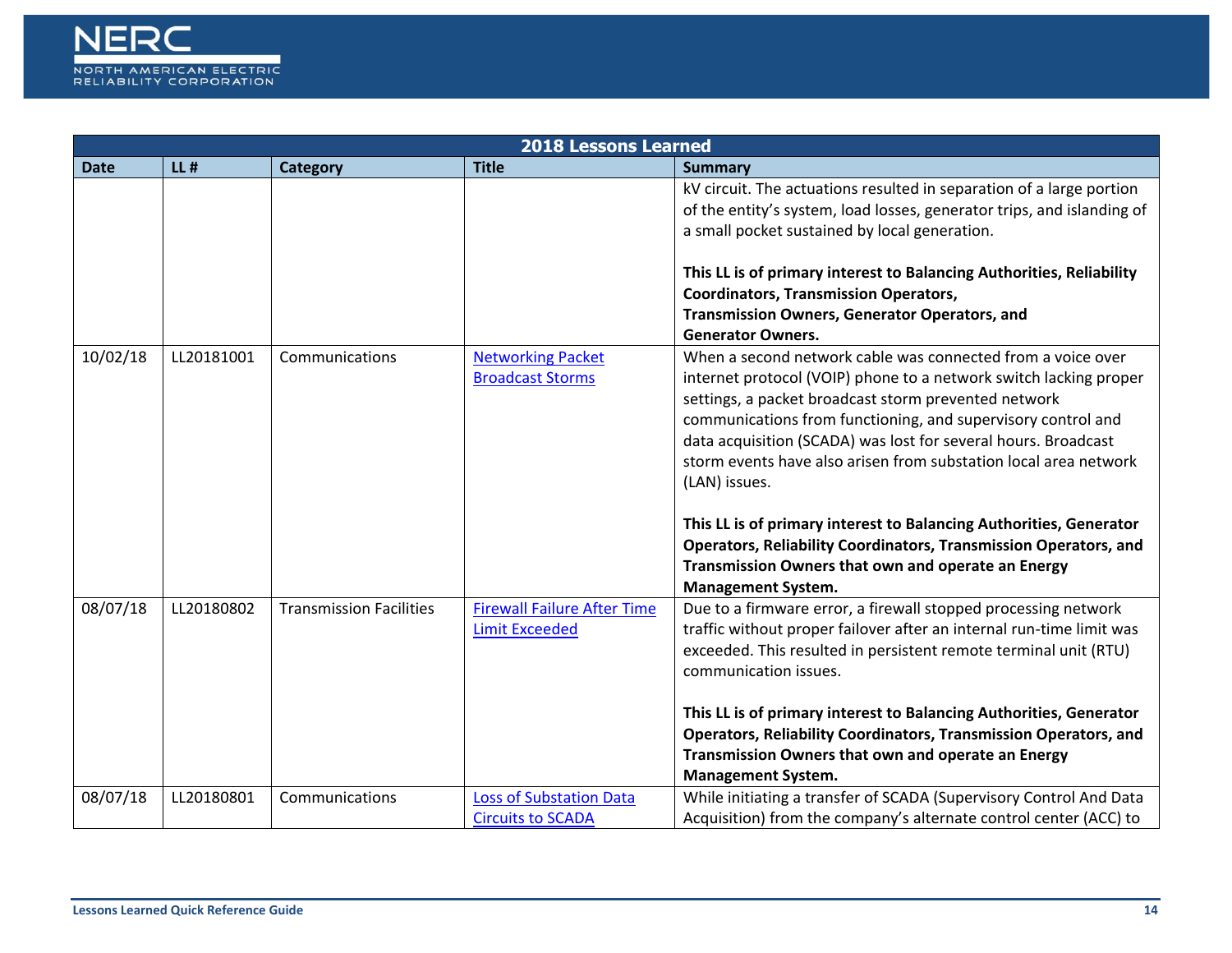| 2018 Lessons Learned | | | | |
|---|---|---|---|---|
| **Date** | **LL #** | **Category** | **Title** | **Summary** |
| | | | | kV circuit. The actuations resulted in separation of a large portion of the entity's system, load losses, generator trips, and islanding of a small pocket sustained by local generation.<br><br>**This LL is of primary interest to Balancing Authorities, Reliability Coordinators, Transmission Operators, Transmission Owners, Generator Operators, and Generator Owners.** |
| 10/02/18 | LL20181001 | Communications | Networking Packet Broadcast Storms | When a second network cable was connected from a voice over internet protocol (VOIP) phone to a network switch lacking proper settings, a packet broadcast storm prevented network communications from functioning, and supervisory control and data acquisition (SCADA) was lost for several hours. Broadcast storm events have also arisen from substation local area network (LAN) issues.<br><br>**This LL is of primary interest to Balancing Authorities, Generator Operators, Reliability Coordinators, Transmission Operators, and Transmission Owners that own and operate an Energy Management System.** |
| 08/07/18 | LL20180802 | Transmission Facilities | Firewall Failure After Time Limit Exceeded | Due to a firmware error, a firewall stopped processing network traffic without proper failover after an internal run-time limit was exceeded. This resulted in persistent remote terminal unit (RTU) communication issues.<br><br>**This LL is of primary interest to Balancing Authorities, Generator Operators, Reliability Coordinators, Transmission Operators, and Transmission Owners that own and operate an Energy Management System.** |
| 08/07/18 | LL20180801 | Communications | Loss of Substation Data Circuits to SCADA | While initiating a transfer of SCADA (Supervisory Control And Data Acquisition) from the company's alternate control center (ACC) to |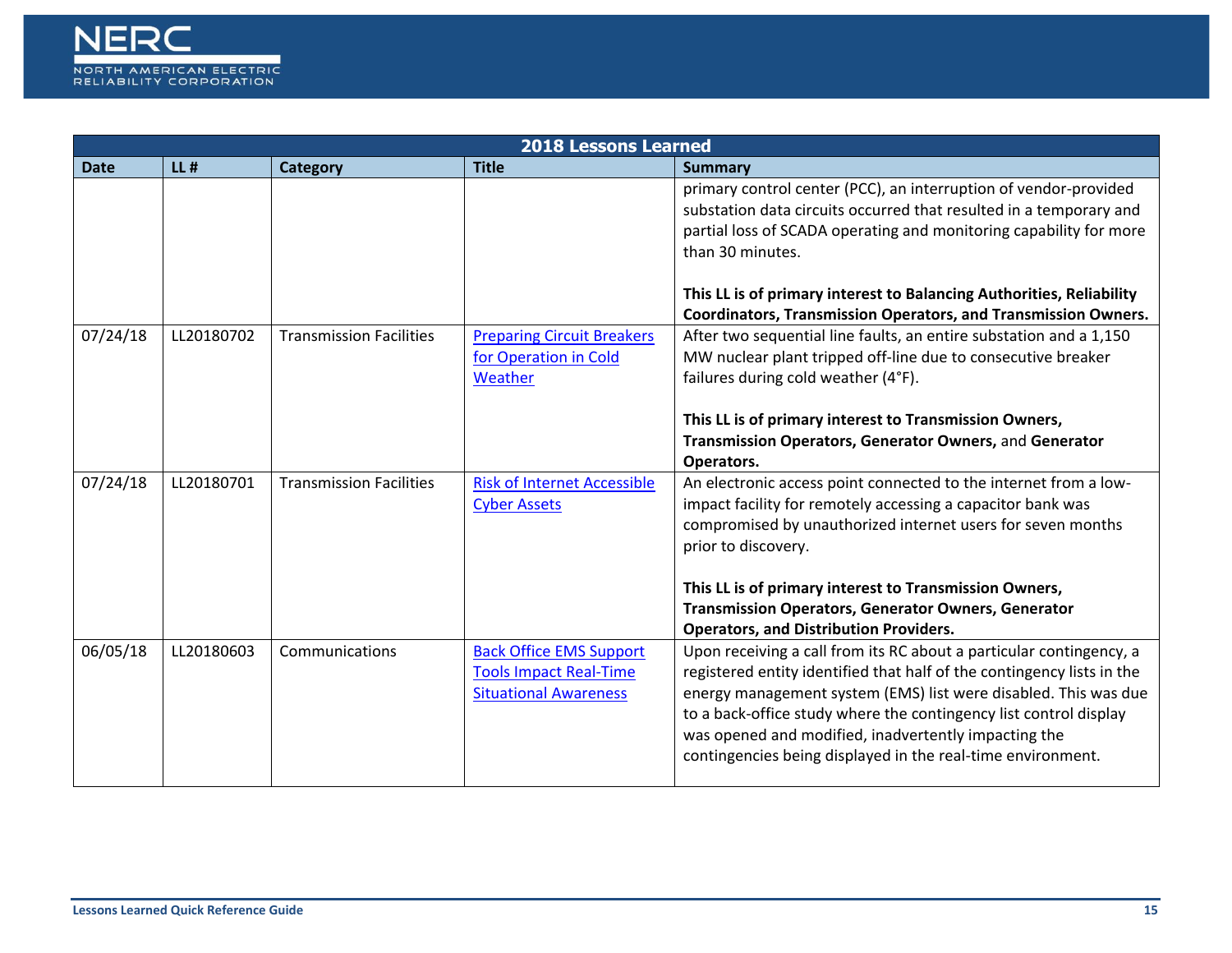| 2018 Lessons Learned | | | | |
|---|---|---|---|---|
| **Date** | **LL #** | **Category** | **Title** | **Summary** |
| | | | | primary control center (PCC), an interruption of vendor-provided substation data circuits occurred that resulted in a temporary and partial loss of SCADA operating and monitoring capability for more than 30 minutes.<br><br>**This LL is of primary interest to Balancing Authorities, Reliability Coordinators, Transmission Operators, and Transmission Owners.** |
| 07/24/18 | LL20180702 | Transmission Facilities | Preparing Circuit Breakers for Operation in Cold Weather | After two sequential line faults, an entire substation and a 1,150 MW nuclear plant tripped off-line due to consecutive breaker failures during cold weather (4°F).<br><br>**This LL is of primary interest to Transmission Owners, Transmission Operators, Generator Owners,** and **Generator Operators.** |
| 07/24/18 | LL20180701 | Transmission Facilities | Risk of Internet Accessible Cyber Assets | An electronic access point connected to the internet from a low-impact facility for remotely accessing a capacitor bank was compromised by unauthorized internet users for seven months prior to discovery.<br><br>**This LL is of primary interest to Transmission Owners, Transmission Operators, Generator Owners, Generator Operators, and Distribution Providers.** |
| 06/05/18 | LL20180603 | Communications | Back Office EMS Support Tools Impact Real-Time Situational Awareness | Upon receiving a call from its RC about a particular contingency, a registered entity identified that half of the contingency lists in the energy management system (EMS) list were disabled. This was due to a back-office study where the contingency list control display was opened and modified, inadvertently impacting the contingencies being displayed in the real-time environment. |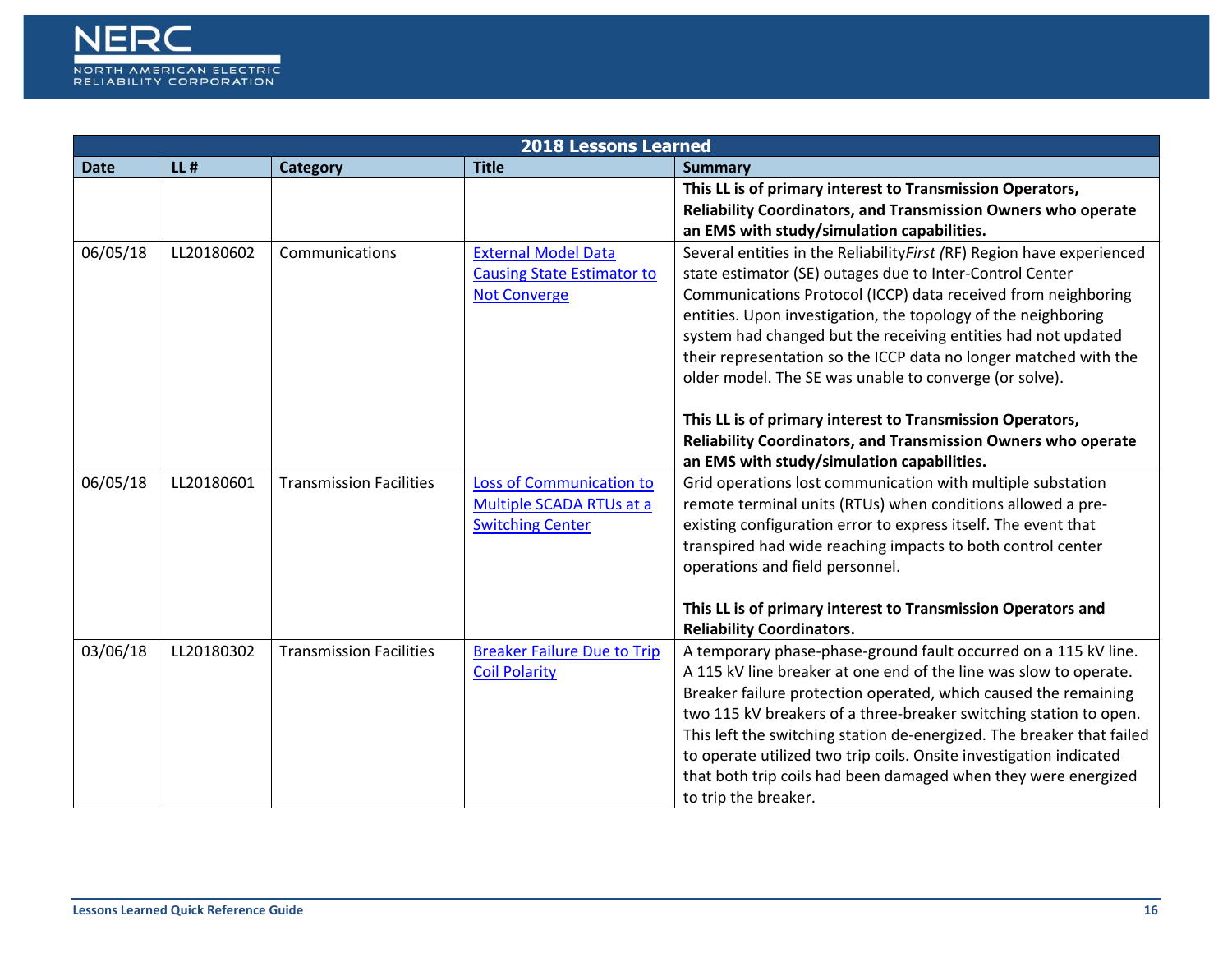| 2018 Lessons Learned | | | | |
|---|---|---|---|---|
| **Date** | **LL #** | **Category** | **Title** | **Summary** |
| | | | | **This LL is of primary interest to Transmission Operators, Reliability Coordinators, and Transmission Owners who operate an EMS with study/simulation capabilities.** |
| 06/05/18 | LL20180602 | Communications | External Model Data Causing State Estimator to Not Converge | Several entities in the Reliability*First* (RF) Region have experienced state estimator (SE) outages due to Inter-Control Center Communications Protocol (ICCP) data received from neighboring entities. Upon investigation, the topology of the neighboring system had changed but the receiving entities had not updated their representation so the ICCP data no longer matched with the older model. The SE was unable to converge (or solve).<br><br>**This LL is of primary interest to Transmission Operators, Reliability Coordinators, and Transmission Owners who operate an EMS with study/simulation capabilities.** |
| 06/05/18 | LL20180601 | Transmission Facilities | Loss of Communication to Multiple SCADA RTUs at a Switching Center | Grid operations lost communication with multiple substation remote terminal units (RTUs) when conditions allowed a pre-existing configuration error to express itself. The event that transpired had wide reaching impacts to both control center operations and field personnel.<br><br>**This LL is of primary interest to Transmission Operators and Reliability Coordinators.** |
| 03/06/18 | LL20180302 | Transmission Facilities | Breaker Failure Due to Trip Coil Polarity | A temporary phase-phase-ground fault occurred on a 115 kV line. A 115 kV line breaker at one end of the line was slow to operate. Breaker failure protection operated, which caused the remaining two 115 kV breakers of a three-breaker switching station to open. This left the switching station de-energized. The breaker that failed to operate utilized two trip coils. Onsite investigation indicated that both trip coils had been damaged when they were energized to trip the breaker. |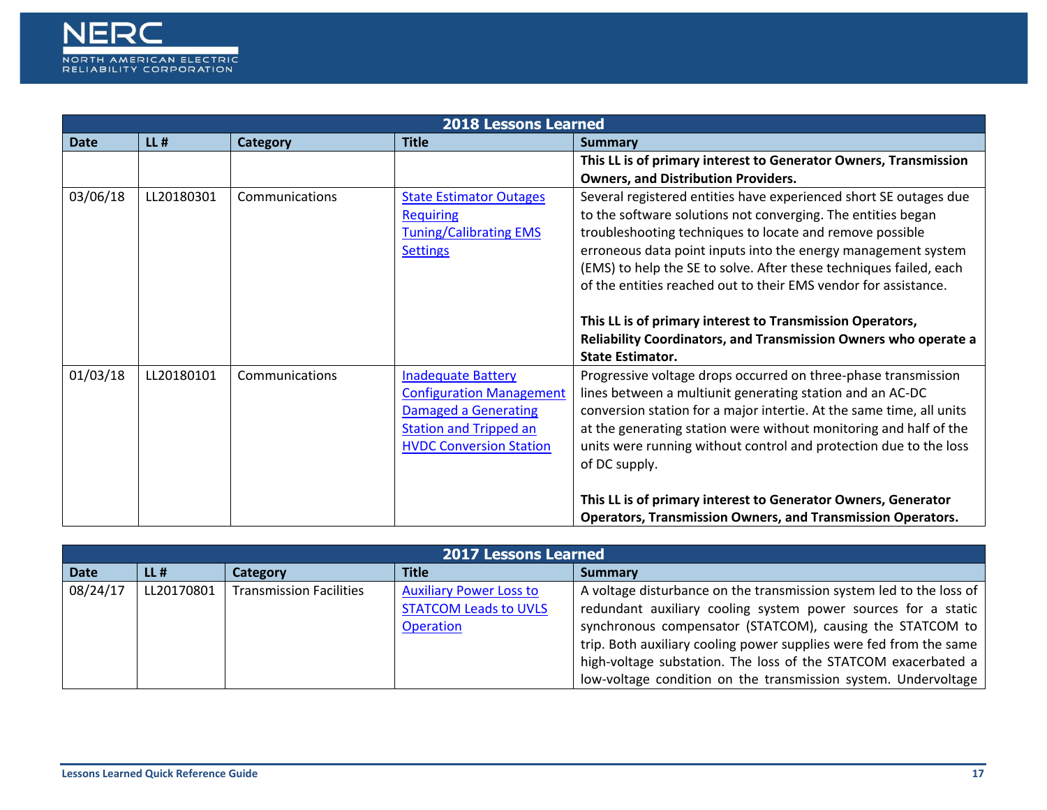| 2018 Lessons Learned | | | | |
|---|---|---|---|---|
| **Date** | **LL #** | **Category** | **Title** | **Summary** |
| | | | | **This LL is of primary interest to Generator Owners, Transmission Owners, and Distribution Providers.** |
| 03/06/18 | LL20180301 | Communications | State Estimator Outages Requiring Tuning/Calibrating EMS Settings | Several registered entities have experienced short SE outages due to the software solutions not converging. The entities began troubleshooting techniques to locate and remove possible erroneous data point inputs into the energy management system (EMS) to help the SE to solve. After these techniques failed, each of the entities reached out to their EMS vendor for assistance.<br><br>**This LL is of primary interest to Transmission Operators, Reliability Coordinators, and Transmission Owners who operate a State Estimator.** |
| 01/03/18 | LL20180101 | Communications | Inadequate Battery Configuration Management Damaged a Generating Station and Tripped an HVDC Conversion Station | Progressive voltage drops occurred on three-phase transmission lines between a multiunit generating station and an AC-DC conversion station for a major intertie. At the same time, all units at the generating station were without monitoring and half of the units were running without control and protection due to the loss of DC supply.<br><br>**This LL is of primary interest to Generator Owners, Generator Operators, Transmission Owners, and Transmission Operators.** |

| 2017 Lessons Learned | | | | |
|---|---|---|---|---|
| **Date** | **LL #** | **Category** | **Title** | **Summary** |
| 08/24/17 | LL20170801 | Transmission Facilities | Auxiliary Power Loss to STATCOM Leads to UVLS Operation | A voltage disturbance on the transmission system led to the loss of redundant auxiliary cooling system power sources for a static synchronous compensator (STATCOM), causing the STATCOM to trip. Both auxiliary cooling power supplies were fed from the same high-voltage substation. The loss of the STATCOM exacerbated a low-voltage condition on the transmission system. Undervoltage |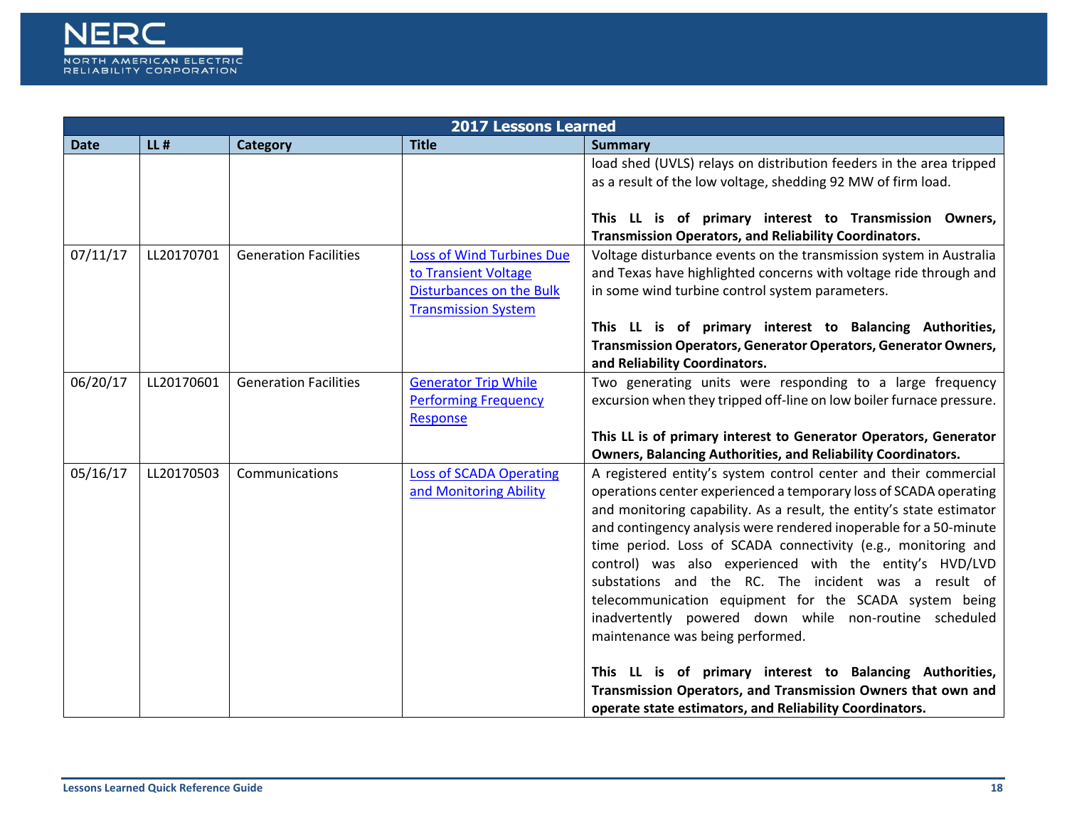| 2017 Lessons Learned | | | | |
|---|---|---|---|---|
| **Date** | **LL #** | **Category** | **Title** | **Summary** |
| | | | | load shed (UVLS) relays on distribution feeders in the area tripped as a result of the low voltage, shedding 92 MW of firm load.<br><br>**This LL is of primary interest to Transmission Owners, Transmission Operators, and Reliability Coordinators.** |
| 07/11/17 | LL20170701 | Generation Facilities | Loss of Wind Turbines Due to Transient Voltage Disturbances on the Bulk Transmission System | Voltage disturbance events on the transmission system in Australia and Texas have highlighted concerns with voltage ride through and in some wind turbine control system parameters.<br><br>**This LL is of primary interest to Balancing Authorities, Transmission Operators, Generator Operators, Generator Owners, and Reliability Coordinators.** |
| 06/20/17 | LL20170601 | Generation Facilities | Generator Trip While Performing Frequency Response | Two generating units were responding to a large frequency excursion when they tripped off-line on low boiler furnace pressure.<br><br>**This LL is of primary interest to Generator Operators, Generator Owners, Balancing Authorities, and Reliability Coordinators.** |
| 05/16/17 | LL20170503 | Communications | Loss of SCADA Operating and Monitoring Ability | A registered entity's system control center and their commercial operations center experienced a temporary loss of SCADA operating and monitoring capability. As a result, the entity's state estimator and contingency analysis were rendered inoperable for a 50-minute time period. Loss of SCADA connectivity (e.g., monitoring and control) was also experienced with the entity's HVD/LVD substations and the RC. The incident was a result of telecommunication equipment for the SCADA system being inadvertently powered down while non-routine scheduled maintenance was being performed.<br><br>**This LL is of primary interest to Balancing Authorities, Transmission Operators, and Transmission Owners that own and operate state estimators, and Reliability Coordinators.** |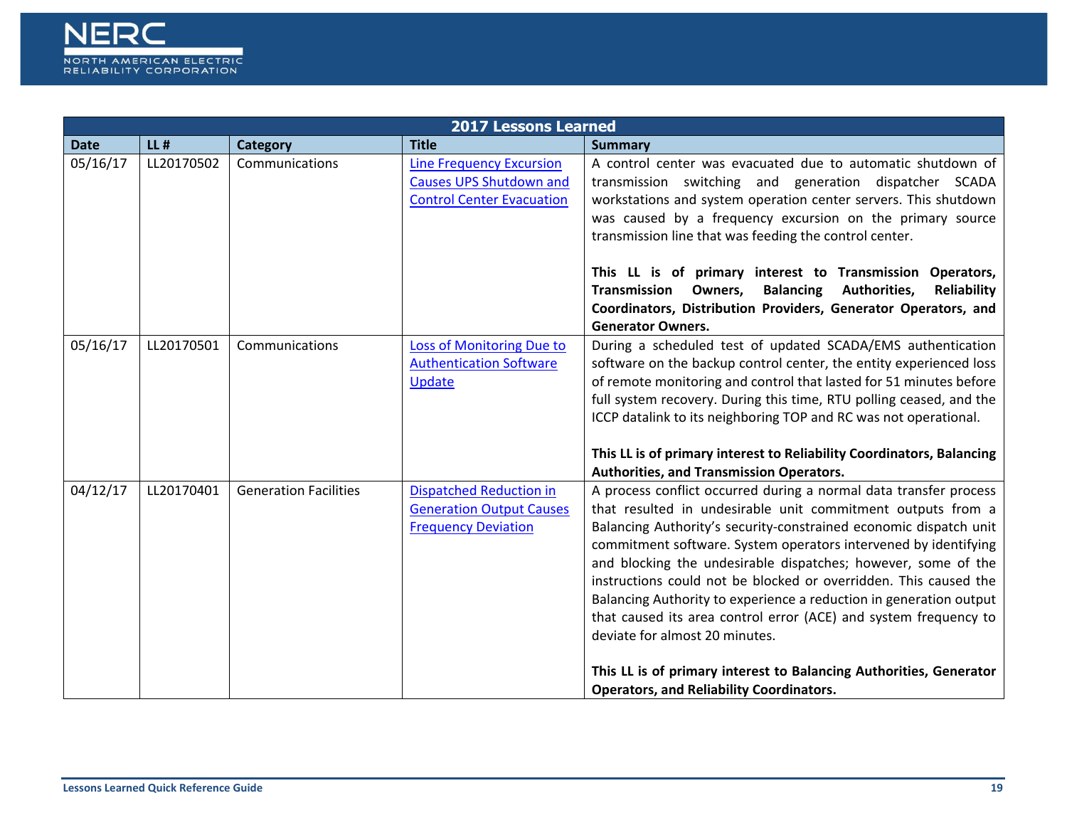| 2017 Lessons Learned | | | | |
|---|---|---|---|---|
| **Date** | **LL #** | **Category** | **Title** | **Summary** |
| 05/16/17 | LL20170502 | Communications | Line Frequency Excursion Causes UPS Shutdown and Control Center Evacuation | A control center was evacuated due to automatic shutdown of transmission switching and generation dispatcher SCADA workstations and system operation center servers. This shutdown was caused by a frequency excursion on the primary source transmission line that was feeding the control center.<br><br>**This LL is of primary interest to Transmission Operators, Transmission Owners, Balancing Authorities, Reliability Coordinators, Distribution Providers, Generator Operators, and Generator Owners.** |
| 05/16/17 | LL20170501 | Communications | Loss of Monitoring Due to Authentication Software Update | During a scheduled test of updated SCADA/EMS authentication software on the backup control center, the entity experienced loss of remote monitoring and control that lasted for 51 minutes before full system recovery. During this time, RTU polling ceased, and the ICCP datalink to its neighboring TOP and RC was not operational.<br><br>**This LL is of primary interest to Reliability Coordinators, Balancing Authorities, and Transmission Operators.** |
| 04/12/17 | LL20170401 | Generation Facilities | Dispatched Reduction in Generation Output Causes Frequency Deviation | A process conflict occurred during a normal data transfer process that resulted in undesirable unit commitment outputs from a Balancing Authority's security-constrained economic dispatch unit commitment software. System operators intervened by identifying and blocking the undesirable dispatches; however, some of the instructions could not be blocked or overridden. This caused the Balancing Authority to experience a reduction in generation output that caused its area control error (ACE) and system frequency to deviate for almost 20 minutes.<br><br>**This LL is of primary interest to Balancing Authorities, Generator Operators, and Reliability Coordinators.** |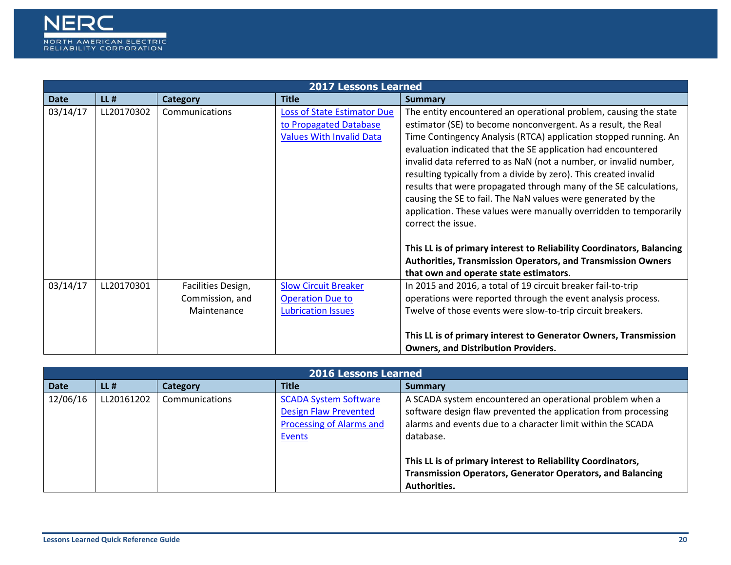| 2017 Lessons Learned | | | | |
|---|---|---|---|---|
| **Date** | **LL #** | **Category** | **Title** | **Summary** |
| 03/14/17 | LL20170302 | Communications | Loss of State Estimator Due to Propagated Database Values With Invalid Data | The entity encountered an operational problem, causing the state estimator (SE) to become nonconvergent. As a result, the Real Time Contingency Analysis (RTCA) application stopped running. An evaluation indicated that the SE application had encountered invalid data referred to as NaN (not a number, or invalid number, resulting typically from a divide by zero). This created invalid results that were propagated through many of the SE calculations, causing the SE to fail. The NaN values were generated by the application. These values were manually overridden to temporarily correct the issue.<br><br>**This LL is of primary interest to Reliability Coordinators, Balancing Authorities, Transmission Operators, and Transmission Owners that own and operate state estimators.** |
| 03/14/17 | LL20170301 | Facilities Design, Commission, and Maintenance | Slow Circuit Breaker Operation Due to Lubrication Issues | In 2015 and 2016, a total of 19 circuit breaker fail-to-trip operations were reported through the event analysis process. Twelve of those events were slow-to-trip circuit breakers.<br><br>**This LL is of primary interest to Generator Owners, Transmission Owners, and Distribution Providers.** |

| 2016 Lessons Learned | | | | |
|---|---|---|---|---|
| **Date** | **LL #** | **Category** | **Title** | **Summary** |
| 12/06/16 | LL20161202 | Communications | SCADA System Software Design Flaw Prevented Processing of Alarms and Events | A SCADA system encountered an operational problem when a software design flaw prevented the application from processing alarms and events due to a character limit within the SCADA database.<br><br>**This LL is of primary interest to Reliability Coordinators, Transmission Operators, Generator Operators, and Balancing Authorities.** |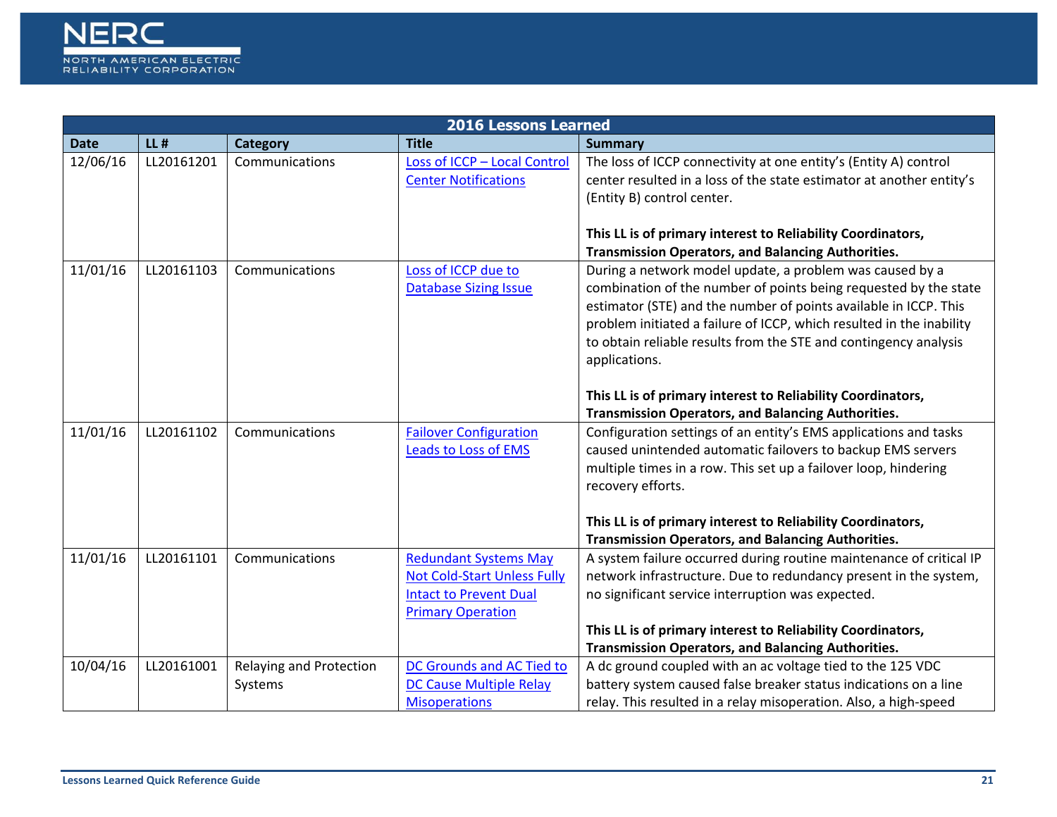| 2016 Lessons Learned | | | | |
|---|---|---|---|---|
| **Date** | **LL #** | **Category** | **Title** | **Summary** |
| 12/06/16 | LL20161201 | Communications | Loss of ICCP – Local Control Center Notifications | The loss of ICCP connectivity at one entity's (Entity A) control center resulted in a loss of the state estimator at another entity's (Entity B) control center.<br><br>**This LL is of primary interest to Reliability Coordinators, Transmission Operators, and Balancing Authorities.** |
| 11/01/16 | LL20161103 | Communications | Loss of ICCP due to Database Sizing Issue | During a network model update, a problem was caused by a combination of the number of points being requested by the state estimator (STE) and the number of points available in ICCP. This problem initiated a failure of ICCP, which resulted in the inability to obtain reliable results from the STE and contingency analysis applications.<br><br>**This LL is of primary interest to Reliability Coordinators, Transmission Operators, and Balancing Authorities.** |
| 11/01/16 | LL20161102 | Communications | Failover Configuration Leads to Loss of EMS | Configuration settings of an entity's EMS applications and tasks caused unintended automatic failovers to backup EMS servers multiple times in a row. This set up a failover loop, hindering recovery efforts.<br><br>**This LL is of primary interest to Reliability Coordinators, Transmission Operators, and Balancing Authorities.** |
| 11/01/16 | LL20161101 | Communications | Redundant Systems May Not Cold-Start Unless Fully Intact to Prevent Dual Primary Operation | A system failure occurred during routine maintenance of critical IP network infrastructure. Due to redundancy present in the system, no significant service interruption was expected.<br><br>**This LL is of primary interest to Reliability Coordinators, Transmission Operators, and Balancing Authorities.** |
| 10/04/16 | LL20161001 | Relaying and Protection Systems | DC Grounds and AC Tied to DC Cause Multiple Relay Misoperations | A dc ground coupled with an ac voltage tied to the 125 VDC battery system caused false breaker status indications on a line relay. This resulted in a relay misoperation. Also, a high-speed |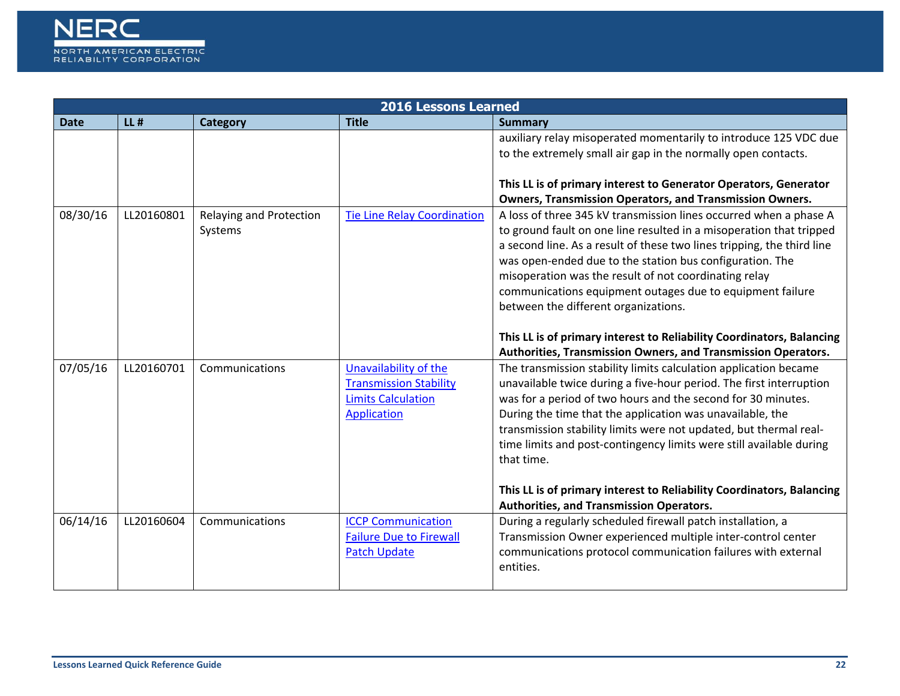| 2016 Lessons Learned | | | | |
|---|---|---|---|---|
| **Date** | **LL #** | **Category** | **Title** | **Summary** |
| | | | | auxiliary relay misoperated momentarily to introduce 125 VDC due to the extremely small air gap in the normally open contacts.<br><br>**This LL is of primary interest to Generator Operators, Generator Owners, Transmission Operators, and Transmission Owners.** |
| 08/30/16 | LL20160801 | Relaying and Protection Systems | Tie Line Relay Coordination | A loss of three 345 kV transmission lines occurred when a phase A to ground fault on one line resulted in a misoperation that tripped a second line. As a result of these two lines tripping, the third line was open-ended due to the station bus configuration. The misoperation was the result of not coordinating relay communications equipment outages due to equipment failure between the different organizations.<br><br>**This LL is of primary interest to Reliability Coordinators, Balancing Authorities, Transmission Owners, and Transmission Operators.** |
| 07/05/16 | LL20160701 | Communications | Unavailability of the Transmission Stability Limits Calculation Application | The transmission stability limits calculation application became unavailable twice during a five-hour period. The first interruption was for a period of two hours and the second for 30 minutes. During the time that the application was unavailable, the transmission stability limits were not updated, but thermal real-time limits and post-contingency limits were still available during that time.<br><br>**This LL is of primary interest to Reliability Coordinators, Balancing Authorities, and Transmission Operators.** |
| 06/14/16 | LL20160604 | Communications | ICCP Communication Failure Due to Firewall Patch Update | During a regularly scheduled firewall patch installation, a Transmission Owner experienced multiple inter-control center communications protocol communication failures with external entities. |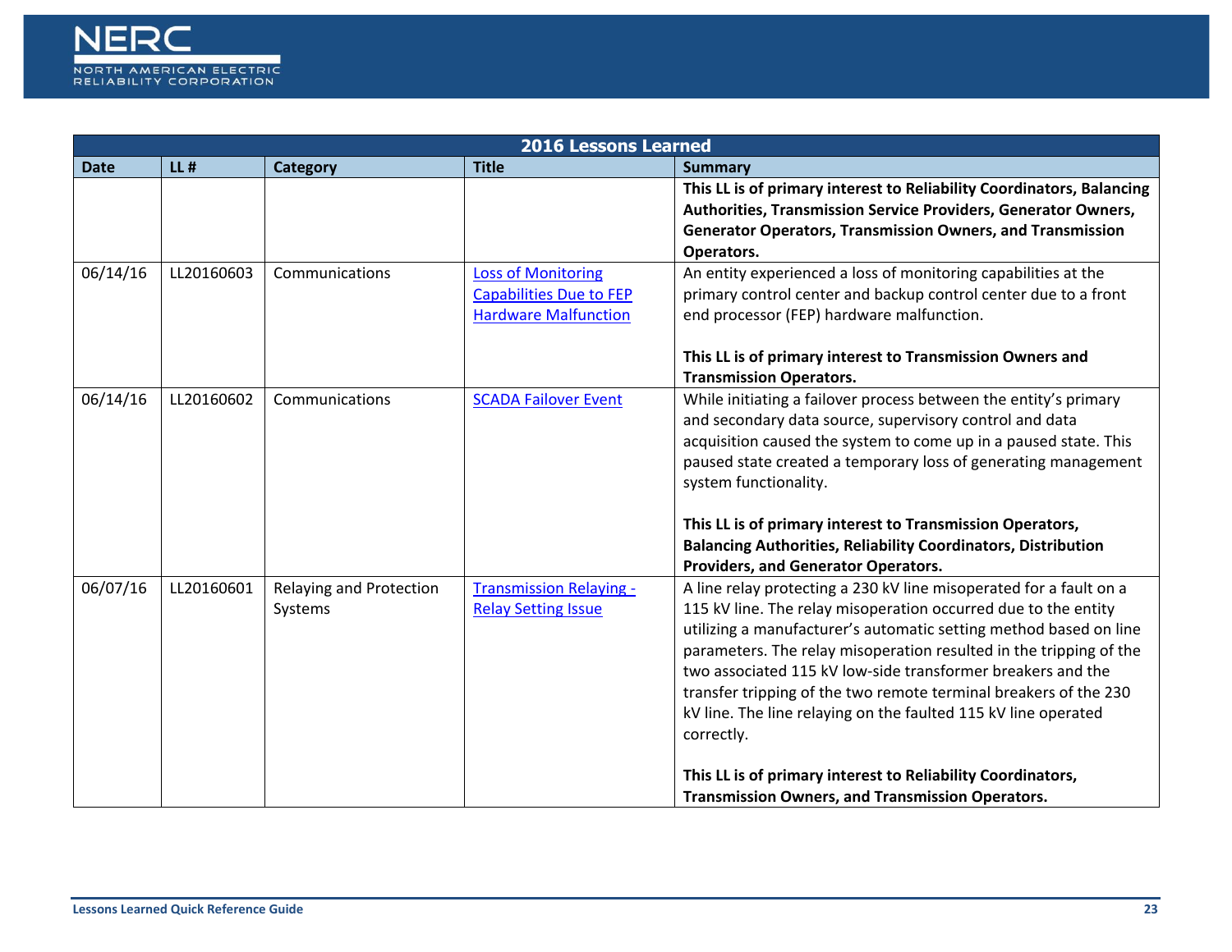| 2016 Lessons Learned | | | | |
|---|---|---|---|---|
| **Date** | **LL #** | **Category** | **Title** | **Summary** |
| | | | | **This LL is of primary interest to Reliability Coordinators, Balancing Authorities, Transmission Service Providers, Generator Owners, Generator Operators, Transmission Owners, and Transmission Operators.** |
| 06/14/16 | LL20160603 | Communications | [Loss of Monitoring Capabilities Due to FEP Hardware Malfunction]() | An entity experienced a loss of monitoring capabilities at the primary control center and backup control center due to a front end processor (FEP) hardware malfunction.<br><br>**This LL is of primary interest to Transmission Owners and Transmission Operators.** |
| 06/14/16 | LL20160602 | Communications | [SCADA Failover Event]() | While initiating a failover process between the entity's primary and secondary data source, supervisory control and data acquisition caused the system to come up in a paused state. This paused state created a temporary loss of generating management system functionality.<br><br>**This LL is of primary interest to Transmission Operators, Balancing Authorities, Reliability Coordinators, Distribution Providers, and Generator Operators.** |
| 06/07/16 | LL20160601 | Relaying and Protection Systems | [Transmission Relaying - Relay Setting Issue]() | A line relay protecting a 230 kV line misoperated for a fault on a 115 kV line. The relay misoperation occurred due to the entity utilizing a manufacturer's automatic setting method based on line parameters. The relay misoperation resulted in the tripping of the two associated 115 kV low-side transformer breakers and the transfer tripping of the two remote terminal breakers of the 230 kV line. The line relaying on the faulted 115 kV line operated correctly.<br><br>**This LL is of primary interest to Reliability Coordinators, Transmission Owners, and Transmission Operators.** |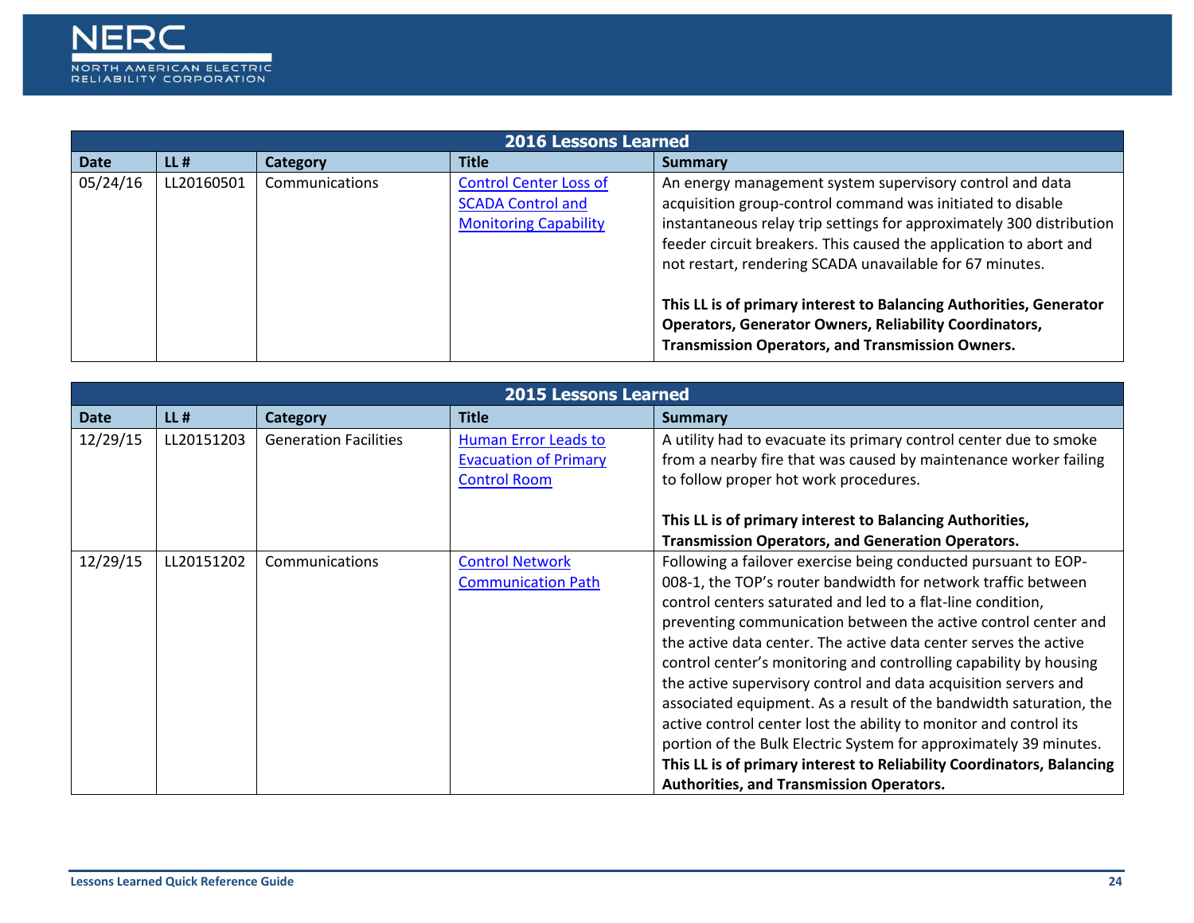| 2016 Lessons Learned | | | | |
|---|---|---|---|---|
| **Date** | **LL #** | **Category** | **Title** | **Summary** |
| 05/24/16 | LL20160501 | Communications | Control Center Loss of SCADA Control and Monitoring Capability | An energy management system supervisory control and data acquisition group-control command was initiated to disable instantaneous relay trip settings for approximately 300 distribution feeder circuit breakers. This caused the application to abort and not restart, rendering SCADA unavailable for 67 minutes.<br><br>**This LL is of primary interest to Balancing Authorities, Generator Operators, Generator Owners, Reliability Coordinators, Transmission Operators, and Transmission Owners.** |

| 2015 Lessons Learned | | | | |
|---|---|---|---|---|
| **Date** | **LL #** | **Category** | **Title** | **Summary** |
| 12/29/15 | LL20151203 | Generation Facilities | Human Error Leads to Evacuation of Primary Control Room | A utility had to evacuate its primary control center due to smoke from a nearby fire that was caused by maintenance worker failing to follow proper hot work procedures.<br><br>**This LL is of primary interest to Balancing Authorities, Transmission Operators, and Generation Operators.** |
| 12/29/15 | LL20151202 | Communications | Control Network Communication Path | Following a failover exercise being conducted pursuant to EOP-008-1, the TOP's router bandwidth for network traffic between control centers saturated and led to a flat-line condition, preventing communication between the active control center and the active data center. The active data center serves the active control center's monitoring and controlling capability by housing the active supervisory control and data acquisition servers and associated equipment. As a result of the bandwidth saturation, the active control center lost the ability to monitor and control its portion of the Bulk Electric System for approximately 39 minutes.<br>**This LL is of primary interest to Reliability Coordinators, Balancing Authorities, and Transmission Operators.** |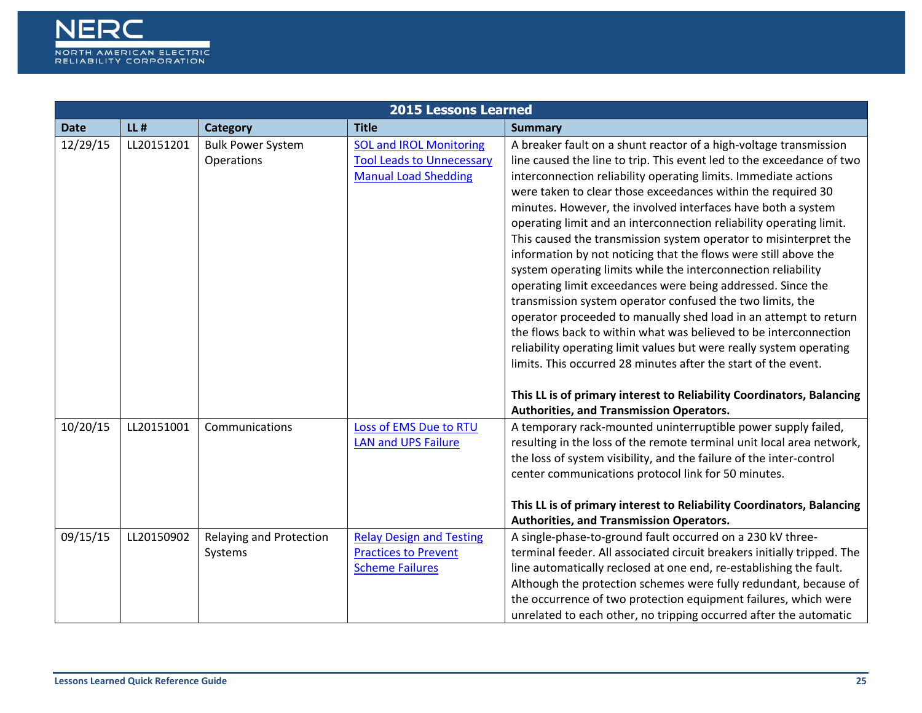| 2015 Lessons Learned | | | | |
|---|---|---|---|---|
| **Date** | **LL #** | **Category** | **Title** | **Summary** |
| 12/29/15 | LL20151201 | Bulk Power System Operations | SOL and IROL Monitoring Tool Leads to Unnecessary Manual Load Shedding | A breaker fault on a shunt reactor of a high-voltage transmission line caused the line to trip. This event led to the exceedance of two interconnection reliability operating limits. Immediate actions were taken to clear those exceedances within the required 30 minutes. However, the involved interfaces have both a system operating limit and an interconnection reliability operating limit. This caused the transmission system operator to misinterpret the information by not noticing that the flows were still above the system operating limits while the interconnection reliability operating limit exceedances were being addressed. Since the transmission system operator confused the two limits, the operator proceeded to manually shed load in an attempt to return the flows back to within what was believed to be interconnection reliability operating limit values but were really system operating limits. This occurred 28 minutes after the start of the event. **This LL is of primary interest to Reliability Coordinators, Balancing Authorities, and Transmission Operators.** |
| 10/20/15 | LL20151001 | Communications | Loss of EMS Due to RTU LAN and UPS Failure | A temporary rack-mounted uninterruptible power supply failed, resulting in the loss of the remote terminal unit local area network, the loss of system visibility, and the failure of the inter-control center communications protocol link for 50 minutes. **This LL is of primary interest to Reliability Coordinators, Balancing Authorities, and Transmission Operators.** |
| 09/15/15 | LL20150902 | Relaying and Protection Systems | Relay Design and Testing Practices to Prevent Scheme Failures | A single-phase-to-ground fault occurred on a 230 kV three-terminal feeder. All associated circuit breakers initially tripped. The line automatically reclosed at one end, re-establishing the fault. Although the protection schemes were fully redundant, because of the occurrence of two protection equipment failures, which were unrelated to each other, no tripping occurred after the automatic |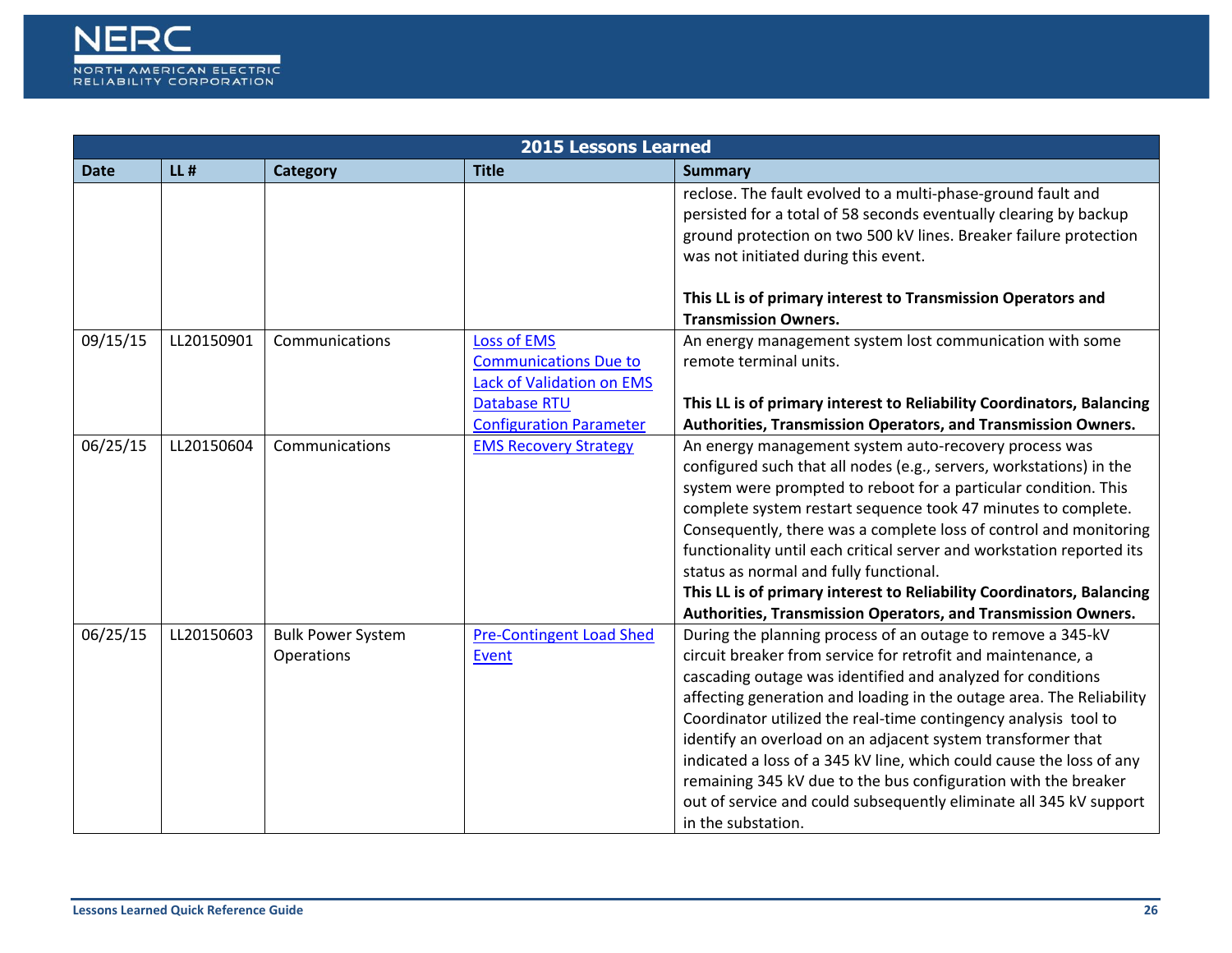| 2015 Lessons Learned | | | | |
|---|---|---|---|---|
| **Date** | **LL #** | **Category** | **Title** | **Summary** |
| | | | | reclose. The fault evolved to a multi-phase-ground fault and persisted for a total of 58 seconds eventually clearing by backup ground protection on two 500 kV lines. Breaker failure protection was not initiated during this event.<br><br>**This LL is of primary interest to Transmission Operators and Transmission Owners.** |
| 09/15/15 | LL20150901 | Communications | Loss of EMS Communications Due to Lack of Validation on EMS Database RTU Configuration Parameter | An energy management system lost communication with some remote terminal units.<br><br>**This LL is of primary interest to Reliability Coordinators, Balancing Authorities, Transmission Operators, and Transmission Owners.** |
| 06/25/15 | LL20150604 | Communications | EMS Recovery Strategy | An energy management system auto-recovery process was configured such that all nodes (e.g., servers, workstations) in the system were prompted to reboot for a particular condition. This complete system restart sequence took 47 minutes to complete. Consequently, there was a complete loss of control and monitoring functionality until each critical server and workstation reported its status as normal and fully functional.<br>**This LL is of primary interest to Reliability Coordinators, Balancing Authorities, Transmission Operators, and Transmission Owners.** |
| 06/25/15 | LL20150603 | Bulk Power System Operations | Pre-Contingent Load Shed Event | During the planning process of an outage to remove a 345-kV circuit breaker from service for retrofit and maintenance, a cascading outage was identified and analyzed for conditions affecting generation and loading in the outage area. The Reliability Coordinator utilized the real-time contingency analysis tool to identify an overload on an adjacent system transformer that indicated a loss of a 345 kV line, which could cause the loss of any remaining 345 kV due to the bus configuration with the breaker out of service and could subsequently eliminate all 345 kV support in the substation. |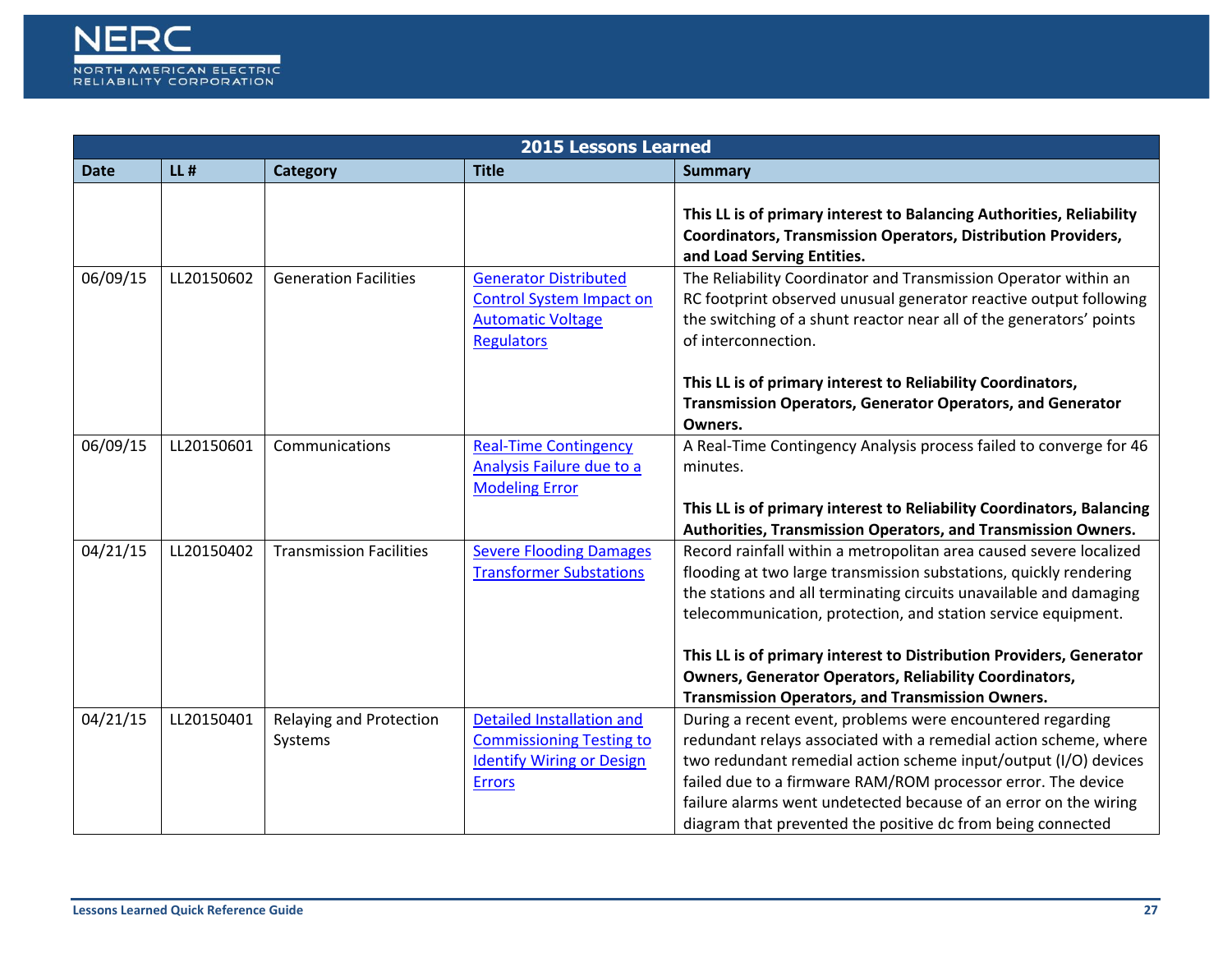| 2015 Lessons Learned | | | | |
|---|---|---|---|---|
| **Date** | **LL #** | **Category** | **Title** | **Summary** |
| | | | | **This LL is of primary interest to Balancing Authorities, Reliability Coordinators, Transmission Operators, Distribution Providers, and Load Serving Entities.** |
| 06/09/15 | LL20150602 | Generation Facilities | Generator Distributed Control System Impact on Automatic Voltage Regulators | The Reliability Coordinator and Transmission Operator within an RC footprint observed unusual generator reactive output following the switching of a shunt reactor near all of the generators' points of interconnection.<br><br>**This LL is of primary interest to Reliability Coordinators, Transmission Operators, Generator Operators, and Generator Owners.** |
| 06/09/15 | LL20150601 | Communications | Real-Time Contingency Analysis Failure due to a Modeling Error | A Real-Time Contingency Analysis process failed to converge for 46 minutes.<br><br>**This LL is of primary interest to Reliability Coordinators, Balancing Authorities, Transmission Operators, and Transmission Owners.** |
| 04/21/15 | LL20150402 | Transmission Facilities | Severe Flooding Damages Transformer Substations | Record rainfall within a metropolitan area caused severe localized flooding at two large transmission substations, quickly rendering the stations and all terminating circuits unavailable and damaging telecommunication, protection, and station service equipment.<br><br>**This LL is of primary interest to Distribution Providers, Generator Owners, Generator Operators, Reliability Coordinators, Transmission Operators, and Transmission Owners.** |
| 04/21/15 | LL20150401 | Relaying and Protection Systems | Detailed Installation and Commissioning Testing to Identify Wiring or Design Errors | During a recent event, problems were encountered regarding redundant relays associated with a remedial action scheme, where two redundant remedial action scheme input/output (I/O) devices failed due to a firmware RAM/ROM processor error. The device failure alarms went undetected because of an error on the wiring diagram that prevented the positive dc from being connected |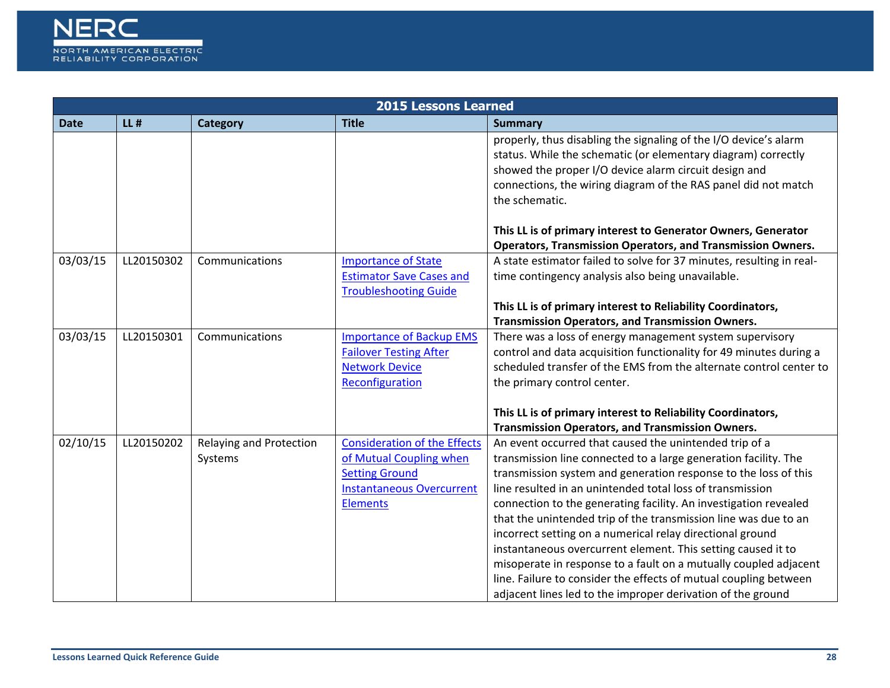| 2015 Lessons Learned | | | | |
|---|---|---|---|---|
| **Date** | **LL #** | **Category** | **Title** | **Summary** |
| | | | | properly, thus disabling the signaling of the I/O device's alarm status. While the schematic (or elementary diagram) correctly showed the proper I/O device alarm circuit design and connections, the wiring diagram of the RAS panel did not match the schematic. **This LL is of primary interest to Generator Owners, Generator Operators, Transmission Operators, and Transmission Owners.** |
| 03/03/15 | LL20150302 | Communications | Importance of State Estimator Save Cases and Troubleshooting Guide | A state estimator failed to solve for 37 minutes, resulting in real-time contingency analysis also being unavailable. **This LL is of primary interest to Reliability Coordinators, Transmission Operators, and Transmission Owners.** |
| 03/03/15 | LL20150301 | Communications | Importance of Backup EMS Failover Testing After Network Device Reconfiguration | There was a loss of energy management system supervisory control and data acquisition functionality for 49 minutes during a scheduled transfer of the EMS from the alternate control center to the primary control center. **This LL is of primary interest to Reliability Coordinators, Transmission Operators, and Transmission Owners.** |
| 02/10/15 | LL20150202 | Relaying and Protection Systems | Consideration of the Effects of Mutual Coupling when Setting Ground Instantaneous Overcurrent Elements | An event occurred that caused the unintended trip of a transmission line connected to a large generation facility. The transmission system and generation response to the loss of this line resulted in an unintended total loss of transmission connection to the generating facility. An investigation revealed that the unintended trip of the transmission line was due to an incorrect setting on a numerical relay directional ground instantaneous overcurrent element. This setting caused it to misoperate in response to a fault on a mutually coupled adjacent line. Failure to consider the effects of mutual coupling between adjacent lines led to the improper derivation of the ground |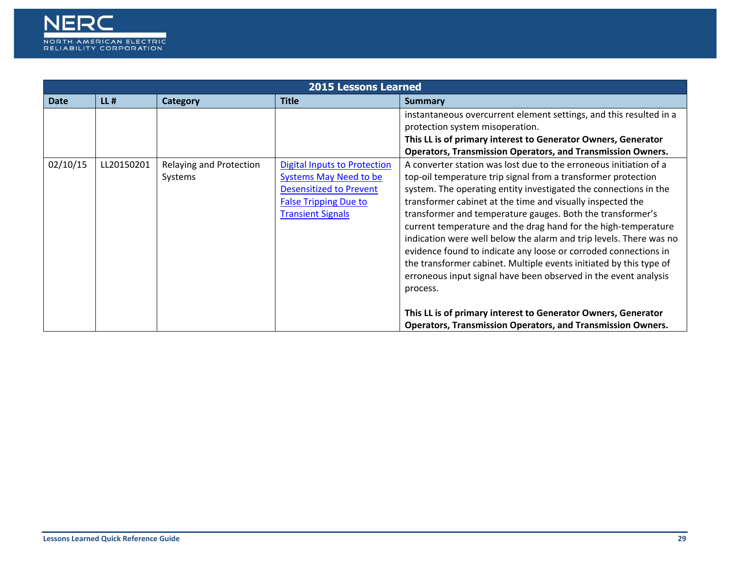| 2015 Lessons Learned | | | | |
|---|---|---|---|---|
| **Date** | **LL #** | **Category** | **Title** | **Summary** |
| | | | | instantaneous overcurrent element settings, and this resulted in a protection system misoperation. **This LL is of primary interest to Generator Owners, Generator Operators, Transmission Operators, and Transmission Owners.** |
| 02/10/15 | LL20150201 | Relaying and Protection Systems | Digital Inputs to Protection Systems May Need to be Desensitized to Prevent False Tripping Due to Transient Signals | A converter station was lost due to the erroneous initiation of a top-oil temperature trip signal from a transformer protection system. The operating entity investigated the connections in the transformer cabinet at the time and visually inspected the transformer and temperature gauges. Both the transformer's current temperature and the drag hand for the high-temperature indication were well below the alarm and trip levels. There was no evidence found to indicate any loose or corroded connections in the transformer cabinet. Multiple events initiated by this type of erroneous input signal have been observed in the event analysis process. **This LL is of primary interest to Generator Owners, Generator Operators, Transmission Operators, and Transmission Owners.** |